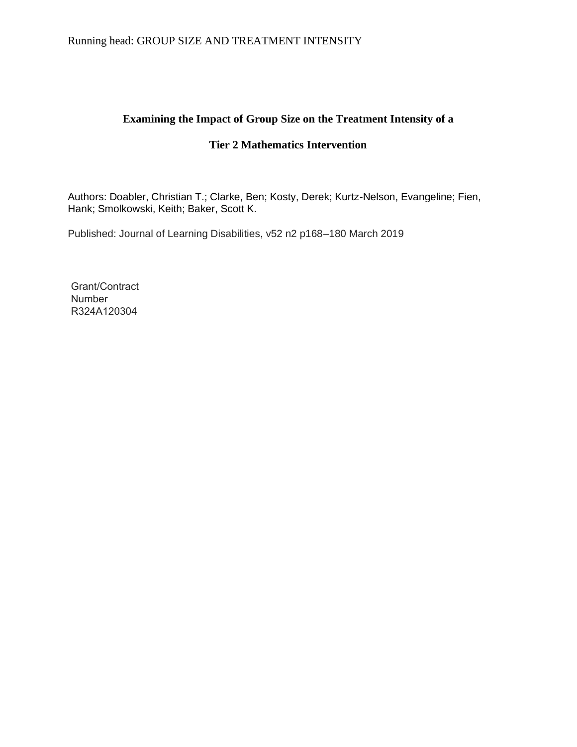# Examining the Impact of Group Size on the Treatment Intensity of a Tier 2 Mathematics Intervention

Authors: Doabler, Christian T.; Clarke, Ben; Kosty, Derek; Kurtz-Nelson, Evangeline; Fien, Hank; Smolkowski, Keith; Baker, Scott K.

Published: Journal of Learning Disabilities, v52 n2 p168–180 March 2019

Grant/Contract Number R324A120304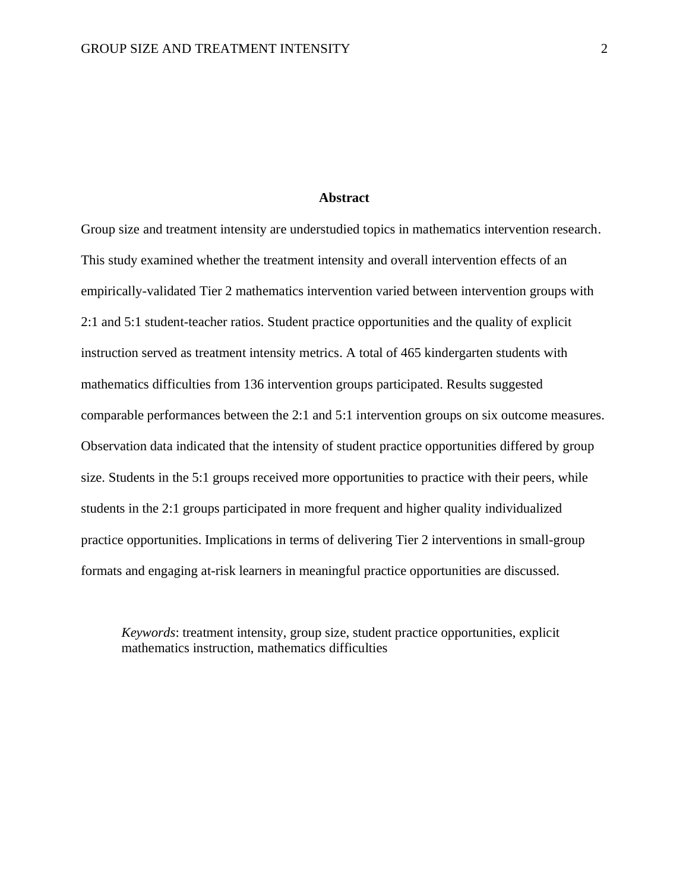## Abstract

Group size and treatment intensity are understudied topics in mathematics intervention research. This study examined whether the treatment intensity and overall intervention effects of an empirically-validated Tier 2 mathematics intervention varied between intervention groups with 2:1 and 5:1 student-teacher ratios. Student practice opportunities and the quality of explicit instruction served as treatment intensity metrics. A total of 465 kindergarten students with mathematics difficulties from 136 intervention groups participated. Results suggested comparable performances between the 2:1 and 5:1 intervention groups on six outcome measures. Observation data indicated that the intensity of student practice opportunities differed by group size. Students in the 5:1 groups received more opportunities to practice with their peers, while students in the 2:1 groups participated in more frequent and higher quality individualized practice opportunities. Implications in terms of delivering Tier 2 interventions in small-group formats and engaging at-risk learners in meaningful practice opportunities are discussed.

*Keywords*: treatment intensity, group size, student practice opportunities, explicit mathematics instruction, mathematics difficulties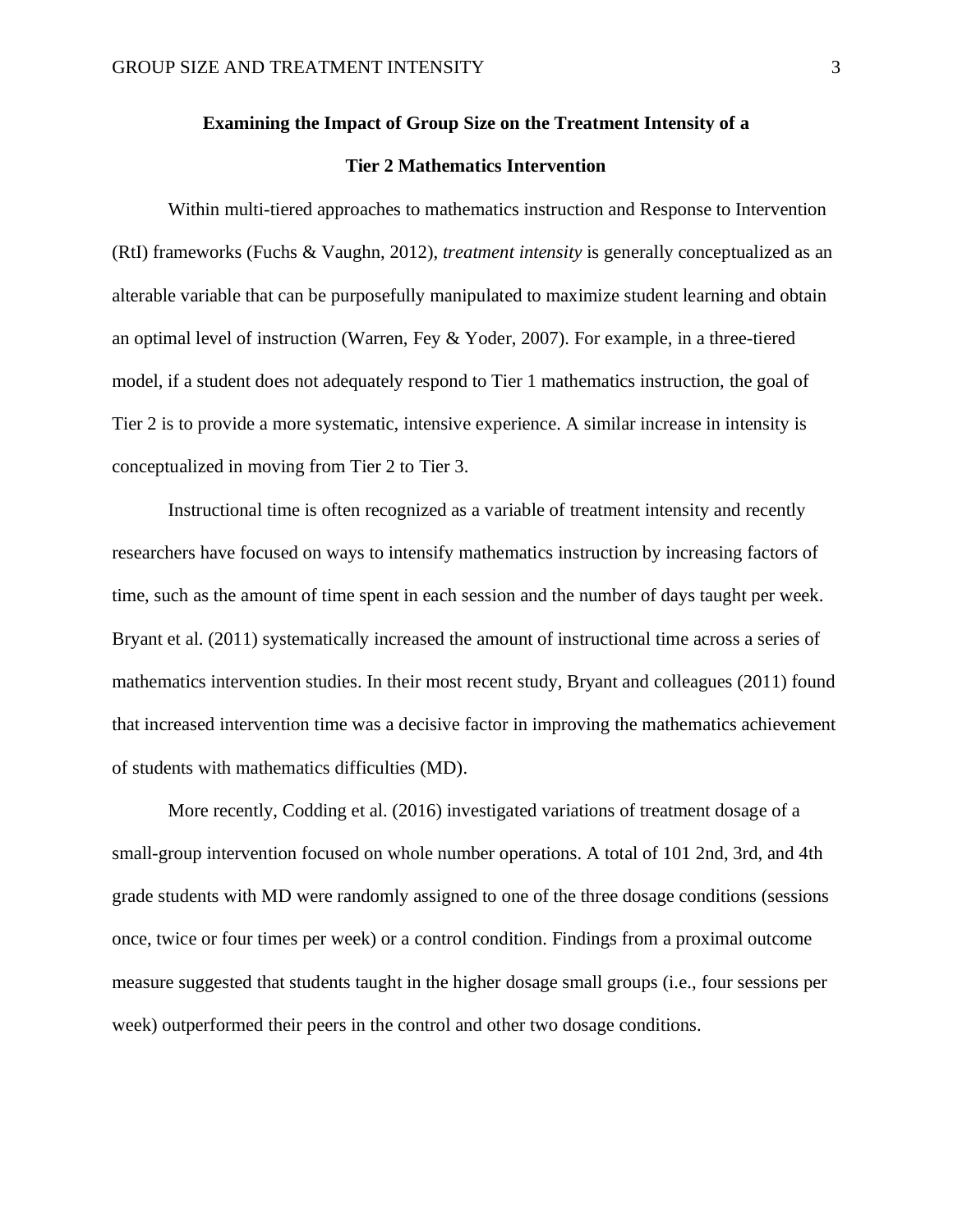# Examining the Impact of Group Size on the Treatment Intensity of a Tier 2 Mathematics Intervention

Within multi-tiered approaches to mathematics instruction and Response to Intervention (RtI) frameworks (Fuchs & Vaughn, 2012), *treatment intensity* is generally conceptualized as an alterable variable that can be purposefully manipulated to maximize student learning and obtain an optimal level of instruction (Warren, Fey & Yoder, 2007). For example, in a three-tiered model, if a student does not adequately respond to Tier 1 mathematics instruction, the goal of Tier 2 is to provide a more systematic, intensive experience. A similar increase in intensity is conceptualized in moving from Tier 2 to Tier 3.

Instructional time is often recognized as a variable of treatment intensity and recently researchers have focused on ways to intensify mathematics instruction by increasing factors of time, such as the amount of time spent in each session and the number of days taught per week. Bryant et al. (2011) systematically increased the amount of instructional time across a series of mathematics intervention studies. In their most recent study, Bryant and colleagues (2011) found that increased intervention time was a decisive factor in improving the mathematics achievement of students with mathematics difficulties (MD).

More recently, Codding et al. (2016) investigated variations of treatment dosage of a small-group intervention focused on whole number operations. A total of 101 2nd, 3rd, and 4th grade students with MD were randomly assigned to one of the three dosage conditions (sessions once, twice or four times per week) or a control condition. Findings from a proximal outcome measure suggested that students taught in the higher dosage small groups (i.e., four sessions per week) outperformed their peers in the control and other two dosage conditions.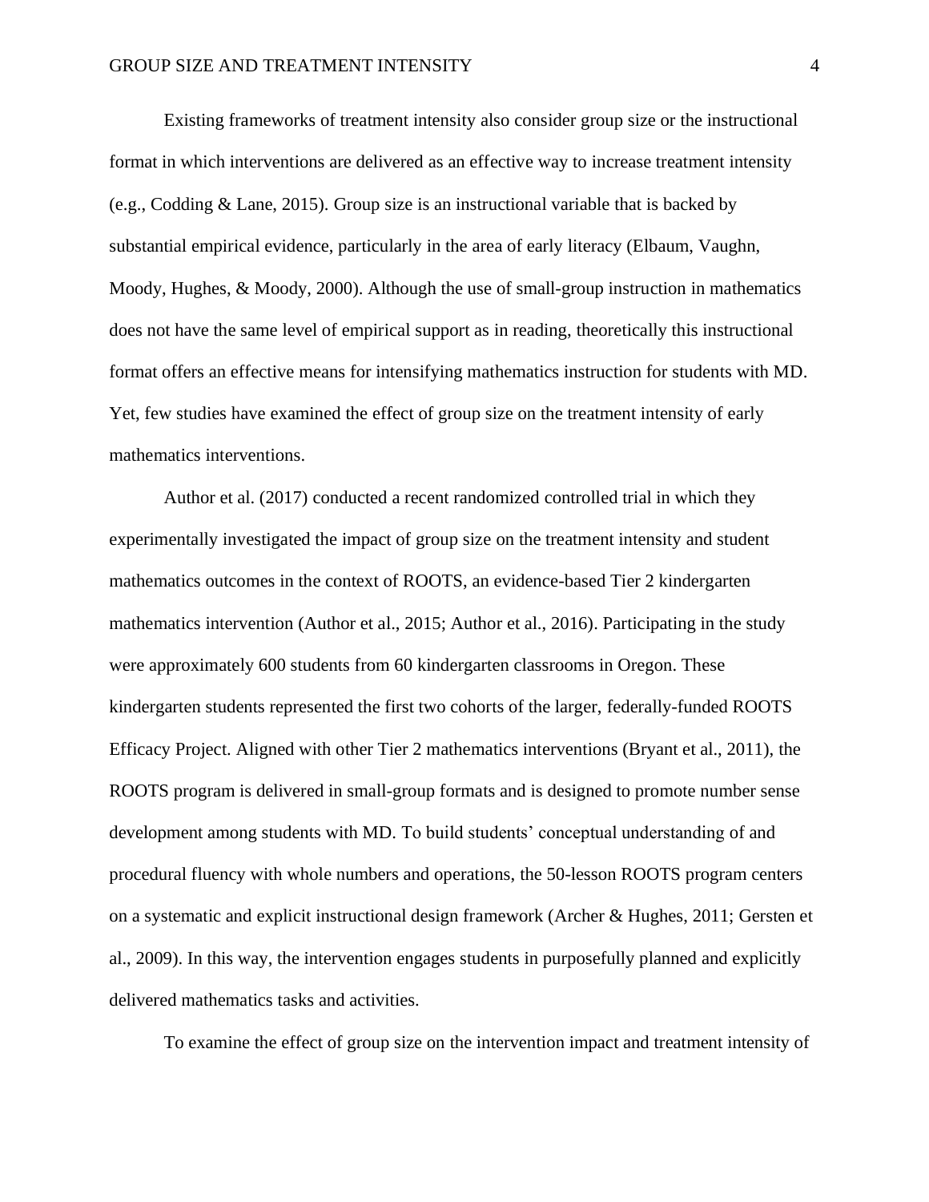Existing frameworks of treatment intensity also consider group size or the instructional format in which interventions are delivered as an effective way to increase treatment intensity (e.g., Codding & Lane, 2015). Group size is an instructional variable that is backed by substantial empirical evidence, particularly in the area of early literacy (Elbaum, Vaughn, Moody, Hughes, & Moody, 2000). Although the use of small-group instruction in mathematics does not have the same level of empirical support as in reading, theoretically this instructional format offers an effective means for intensifying mathematics instruction for students with MD. Yet, few studies have examined the effect of group size on the treatment intensity of early mathematics interventions.

Author et al. (2017) conducted a recent randomized controlled trial in which they experimentally investigated the impact of group size on the treatment intensity and student mathematics outcomes in the context of ROOTS, an evidence-based Tier 2 kindergarten mathematics intervention (Author et al., 2015; Author et al., 2016). Participating in the study were approximately 600 students from 60 kindergarten classrooms in Oregon. These kindergarten students represented the first two cohorts of the larger, federally-funded ROOTS Efficacy Project. Aligned with other Tier 2 mathematics interventions (Bryant et al., 2011), the ROOTS program is delivered in small-group formats and is designed to promote number sense development among students with MD. To build students' conceptual understanding of and procedural fluency with whole numbers and operations, the 50-lesson ROOTS program centers on a systematic and explicit instructional design framework (Archer & Hughes, 2011; Gersten et al., 2009). In this way, the intervention engages students in purposefully planned and explicitly delivered mathematics tasks and activities.

To examine the effect of group size on the intervention impact and treatment intensity of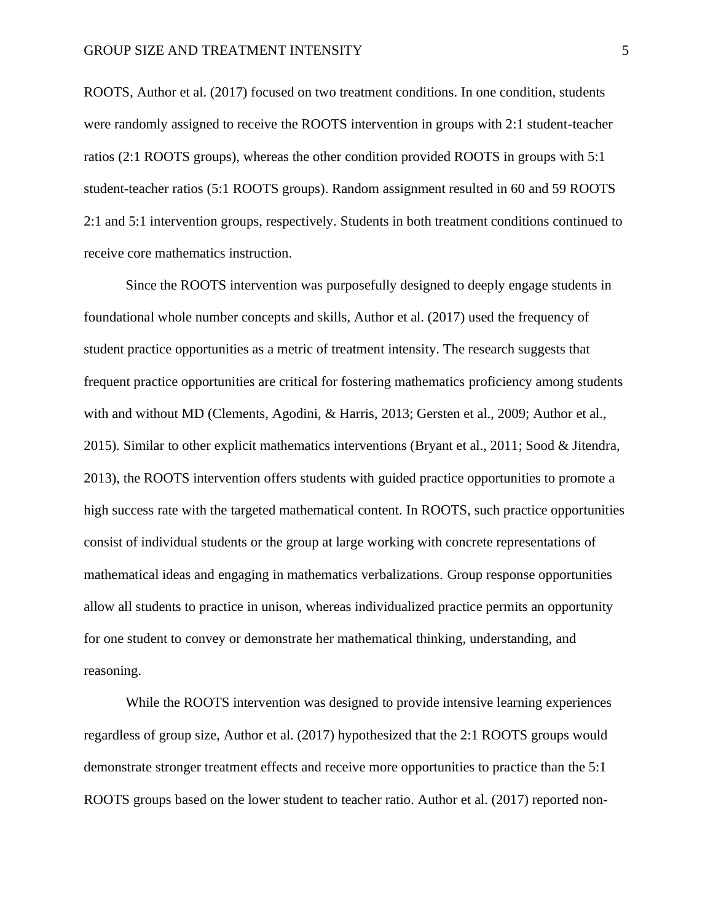ROOTS, Author et al. (2017) focused on two treatment conditions. In one condition, students were randomly assigned to receive the ROOTS intervention in groups with 2:1 student-teacher ratios (2:1 ROOTS groups), whereas the other condition provided ROOTS in groups with 5:1 student-teacher ratios (5:1 ROOTS groups). Random assignment resulted in 60 and 59 ROOTS 2:1 and 5:1 intervention groups, respectively. Students in both treatment conditions continued to receive core mathematics instruction.

Since the ROOTS intervention was purposefully designed to deeply engage students in foundational whole number concepts and skills, Author et al. (2017) used the frequency of student practice opportunities as a metric of treatment intensity. The research suggests that frequent practice opportunities are critical for fostering mathematics proficiency among students with and without MD (Clements, Agodini, & Harris, 2013; Gersten et al., 2009; Author et al., 2015). Similar to other explicit mathematics interventions (Bryant et al., 2011; Sood & Jitendra, 2013), the ROOTS intervention offers students with guided practice opportunities to promote a high success rate with the targeted mathematical content. In ROOTS, such practice opportunities consist of individual students or the group at large working with concrete representations of mathematical ideas and engaging in mathematics verbalizations. Group response opportunities allow all students to practice in unison, whereas individualized practice permits an opportunity for one student to convey or demonstrate her mathematical thinking, understanding, and reasoning.

While the ROOTS intervention was designed to provide intensive learning experiences regardless of group size, Author et al. (2017) hypothesized that the 2:1 ROOTS groups would demonstrate stronger treatment effects and receive more opportunities to practice than the 5:1 ROOTS groups based on the lower student to teacher ratio. Author et al. (2017) reported non-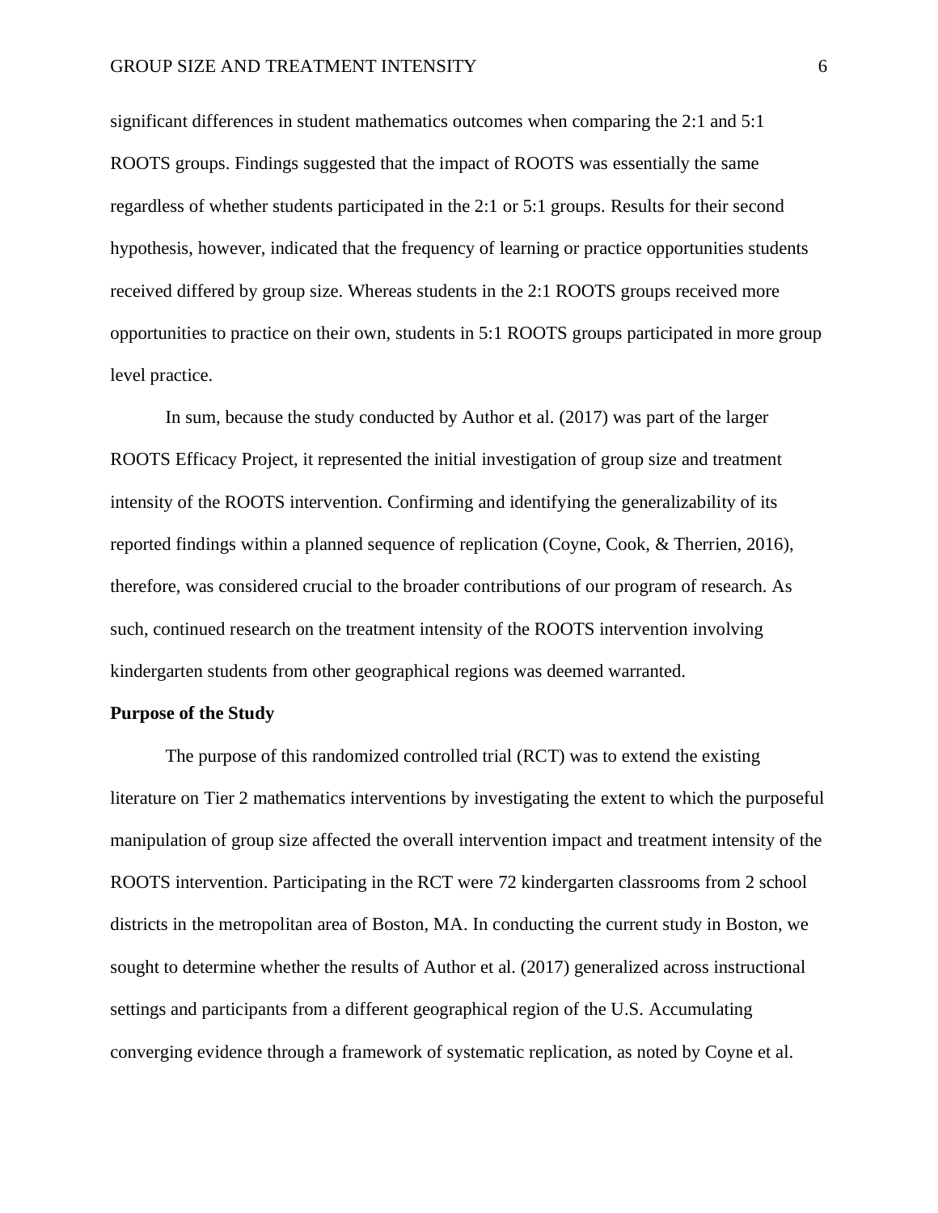significant differences in student mathematics outcomes when comparing the 2:1 and 5:1 ROOTS groups. Findings suggested that the impact of ROOTS was essentially the same regardless of whether students participated in the 2:1 or 5:1 groups. Results for their second hypothesis, however, indicated that the frequency of learning or practice opportunities students received differed by group size. Whereas students in the 2:1 ROOTS groups received more opportunities to practice on their own, students in 5:1 ROOTS groups participated in more group level practice.

In sum, because the study conducted by Author et al. (2017) was part of the larger ROOTS Efficacy Project, it represented the initial investigation of group size and treatment intensity of the ROOTS intervention. Confirming and identifying the generalizability of its reported findings within a planned sequence of replication (Coyne, Cook, & Therrien, 2016), therefore, was considered crucial to the broader contributions of our program of research. As such, continued research on the treatment intensity of the ROOTS intervention involving kindergarten students from other geographical regions was deemed warranted.

**Purpose of the Study**

The purpose of this randomized controlled trial (RCT) was to extend the existing literature on Tier 2 mathematics interventions by investigating the extent to which the purposeful manipulation of group size affected the overall intervention impact and treatment intensity of the ROOTS intervention. Participating in the RCT were 72 kindergarten classrooms from 2 school districts in the metropolitan area of Boston, MA. In conducting the current study in Boston, we sought to determine whether the results of Author et al. (2017) generalized across instructional settings and participants from a different geographical region of the U.S. Accumulating converging evidence through a framework of systematic replication, as noted by Coyne et al.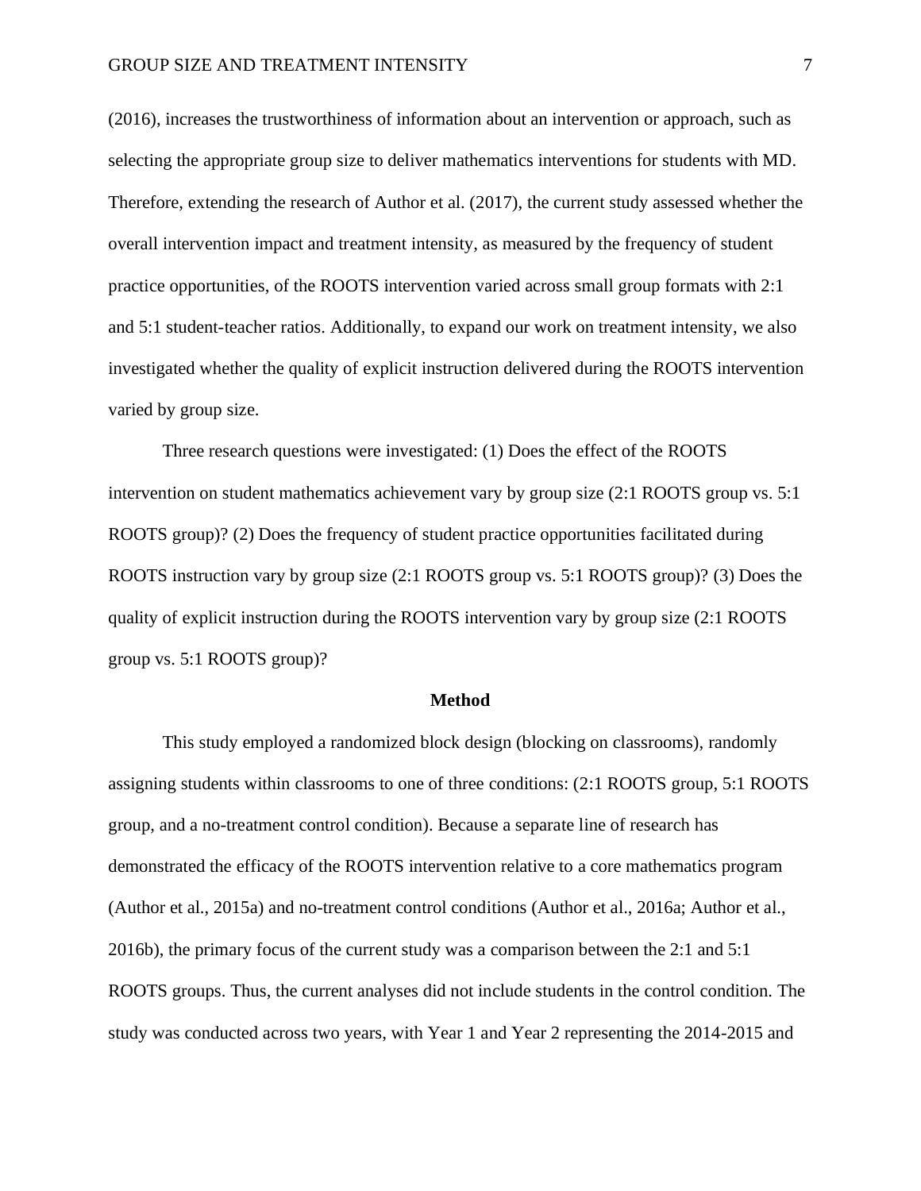(2016), increases the trustworthiness of information about an intervention or approach, such as selecting the appropriate group size to deliver mathematics interventions for students with MD. Therefore, extending the research of Author et al. (2017), the current study assessed whether the overall intervention impact and treatment intensity, as measured by the frequency of student practice opportunities, of the ROOTS intervention varied across small group formats with 2:1 and 5:1 student-teacher ratios. Additionally, to expand our work on treatment intensity, we also investigated whether the quality of explicit instruction delivered during the ROOTS intervention varied by group size.

Three research questions were investigated: (1) Does the effect of the ROOTS intervention on student mathematics achievement vary by group size (2:1 ROOTS group vs. 5:1 ROOTS group)? (2) Does the frequency of student practice opportunities facilitated during ROOTS instruction vary by group size (2:1 ROOTS group vs. 5:1 ROOTS group)? (3) Does the quality of explicit instruction during the ROOTS intervention vary by group size (2:1 ROOTS group vs. 5:1 ROOTS group)?

## Method

This study employed a randomized block design (blocking on classrooms), randomly assigning students within classrooms to one of three conditions: (2:1 ROOTS group, 5:1 ROOTS group, and a no-treatment control condition). Because a separate line of research has demonstrated the efficacy of the ROOTS intervention relative to a core mathematics program (Author et al., 2015a) and no-treatment control conditions (Author et al., 2016a; Author et al., 2016b), the primary focus of the current study was a comparison between the 2:1 and 5:1 ROOTS groups. Thus, the current analyses did not include students in the control condition. The study was conducted across two years, with Year 1 and Year 2 representing the 2014-2015 and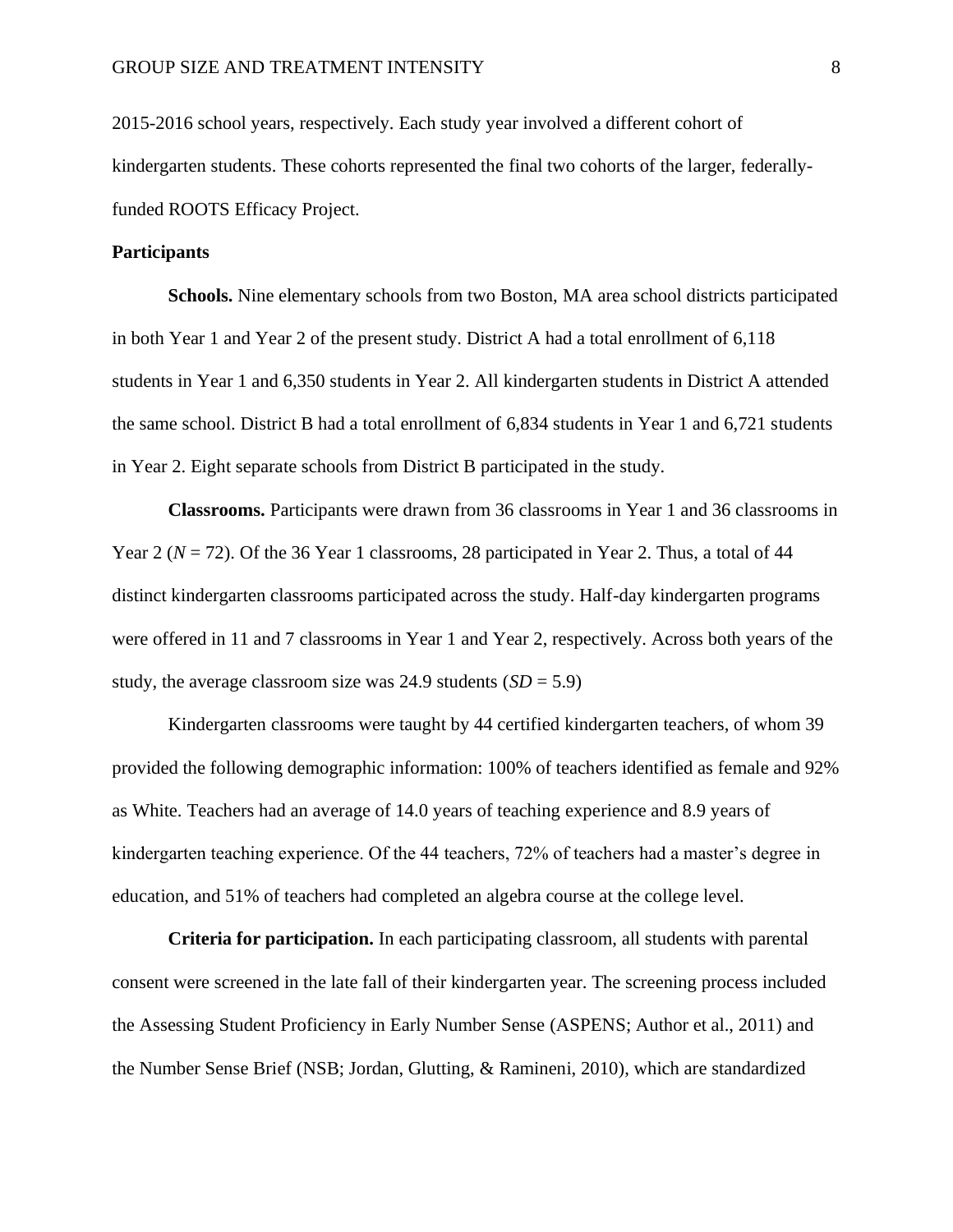2015-2016 school years, respectively. Each study year involved a different cohort of kindergarten students. These cohorts represented the final two cohorts of the larger, federally-funded ROOTS Efficacy Project.

## Participants

**Schools.** Nine elementary schools from two Boston, MA area school districts participated in both Year 1 and Year 2 of the present study. District A had a total enrollment of 6,118 students in Year 1 and 6,350 students in Year 2. All kindergarten students in District A attended the same school. District B had a total enrollment of 6,834 students in Year 1 and 6,721 students in Year 2. Eight separate schools from District B participated in the study.

**Classrooms.** Participants were drawn from 36 classrooms in Year 1 and 36 classrooms in Year 2 (*N* = 72). Of the 36 Year 1 classrooms, 28 participated in Year 2. Thus, a total of 44 distinct kindergarten classrooms participated across the study. Half-day kindergarten programs were offered in 11 and 7 classrooms in Year 1 and Year 2, respectively. Across both years of the study, the average classroom size was 24.9 students (*SD* = 5.9)

Kindergarten classrooms were taught by 44 certified kindergarten teachers, of whom 39 provided the following demographic information: 100% of teachers identified as female and 92% as White. Teachers had an average of 14.0 years of teaching experience and 8.9 years of kindergarten teaching experience. Of the 44 teachers, 72% of teachers had a master's degree in education, and 51% of teachers had completed an algebra course at the college level.

**Criteria for participation.** In each participating classroom, all students with parental consent were screened in the late fall of their kindergarten year. The screening process included the Assessing Student Proficiency in Early Number Sense (ASPENS; Author et al., 2011) and the Number Sense Brief (NSB; Jordan, Glutting, & Ramineni, 2010), which are standardized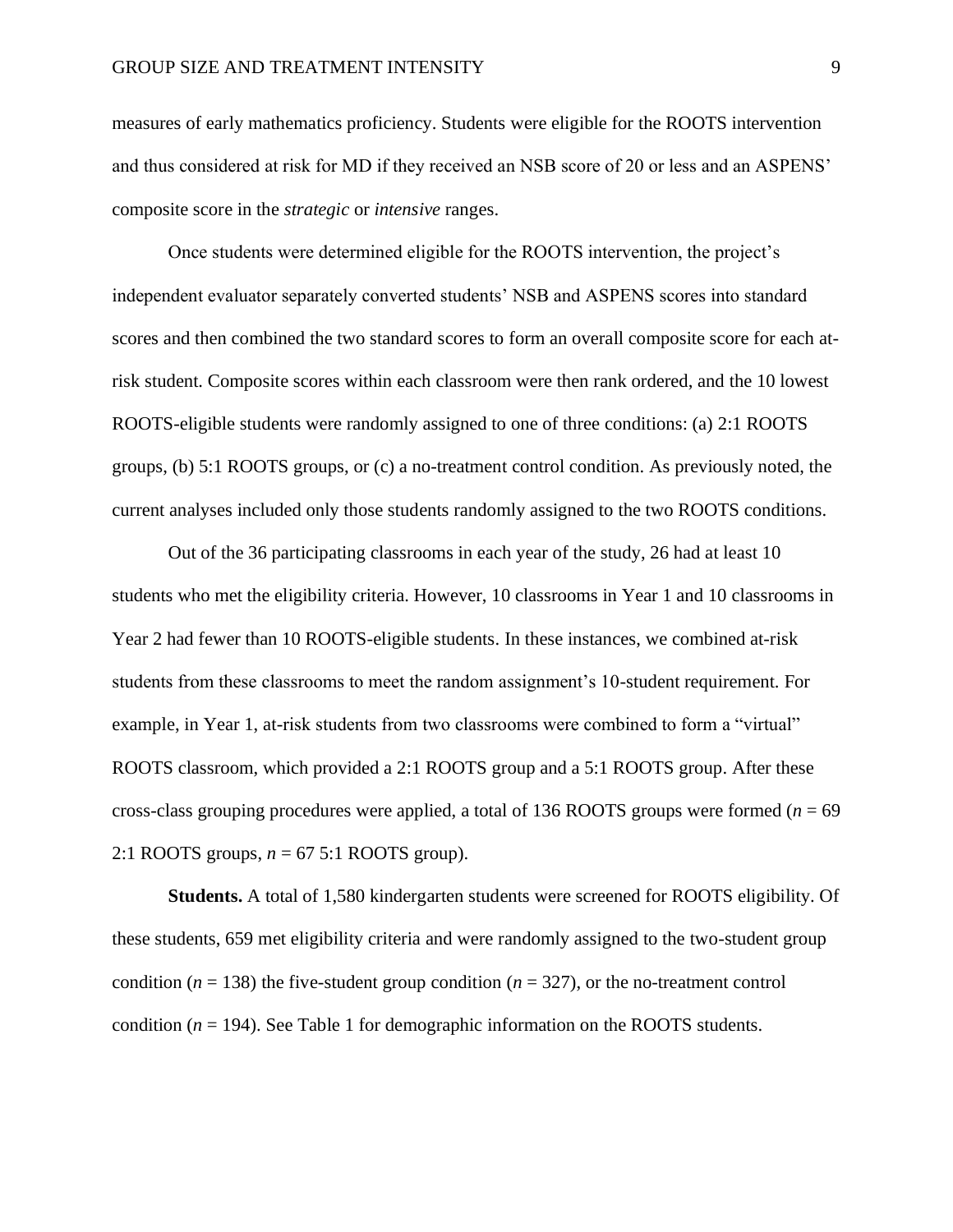measures of early mathematics proficiency. Students were eligible for the ROOTS intervention and thus considered at risk for MD if they received an NSB score of 20 or less and an ASPENS' composite score in the *strategic* or *intensive* ranges.

Once students were determined eligible for the ROOTS intervention, the project's independent evaluator separately converted students' NSB and ASPENS scores into standard scores and then combined the two standard scores to form an overall composite score for each at-risk student. Composite scores within each classroom were then rank ordered, and the 10 lowest ROOTS-eligible students were randomly assigned to one of three conditions: (a) 2:1 ROOTS groups, (b) 5:1 ROOTS groups, or (c) a no-treatment control condition. As previously noted, the current analyses included only those students randomly assigned to the two ROOTS conditions.

Out of the 36 participating classrooms in each year of the study, 26 had at least 10 students who met the eligibility criteria. However, 10 classrooms in Year 1 and 10 classrooms in Year 2 had fewer than 10 ROOTS-eligible students. In these instances, we combined at-risk students from these classrooms to meet the random assignment's 10-student requirement. For example, in Year 1, at-risk students from two classrooms were combined to form a "virtual" ROOTS classroom, which provided a 2:1 ROOTS group and a 5:1 ROOTS group. After these cross-class grouping procedures were applied, a total of 136 ROOTS groups were formed ($n$ = 69 2:1 ROOTS groups, $n$ = 67 5:1 ROOTS group).

**Students.** A total of 1,580 kindergarten students were screened for ROOTS eligibility. Of these students, 659 met eligibility criteria and were randomly assigned to the two-student group condition ($n$ = 138) the five-student group condition ($n$ = 327), or the no-treatment control condition ($n$ = 194). See Table 1 for demographic information on the ROOTS students.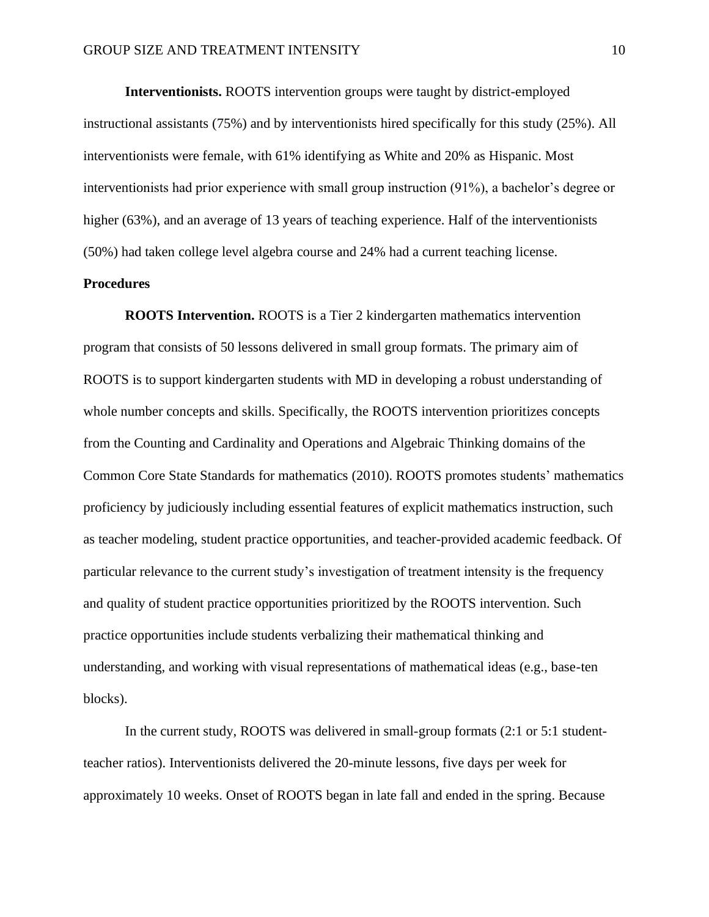**Interventionists.** ROOTS intervention groups were taught by district-employed instructional assistants (75%) and by interventionists hired specifically for this study (25%). All interventionists were female, with 61% identifying as White and 20% as Hispanic. Most interventionists had prior experience with small group instruction (91%), a bachelor's degree or higher (63%), and an average of 13 years of teaching experience. Half of the interventionists (50%) had taken college level algebra course and 24% had a current teaching license.

## Procedures

**ROOTS Intervention.** ROOTS is a Tier 2 kindergarten mathematics intervention program that consists of 50 lessons delivered in small group formats. The primary aim of ROOTS is to support kindergarten students with MD in developing a robust understanding of whole number concepts and skills. Specifically, the ROOTS intervention prioritizes concepts from the Counting and Cardinality and Operations and Algebraic Thinking domains of the Common Core State Standards for mathematics (2010). ROOTS promotes students' mathematics proficiency by judiciously including essential features of explicit mathematics instruction, such as teacher modeling, student practice opportunities, and teacher-provided academic feedback. Of particular relevance to the current study's investigation of treatment intensity is the frequency and quality of student practice opportunities prioritized by the ROOTS intervention. Such practice opportunities include students verbalizing their mathematical thinking and understanding, and working with visual representations of mathematical ideas (e.g., base-ten blocks).

In the current study, ROOTS was delivered in small-group formats (2:1 or 5:1 student-teacher ratios). Interventionists delivered the 20-minute lessons, five days per week for approximately 10 weeks. Onset of ROOTS began in late fall and ended in the spring. Because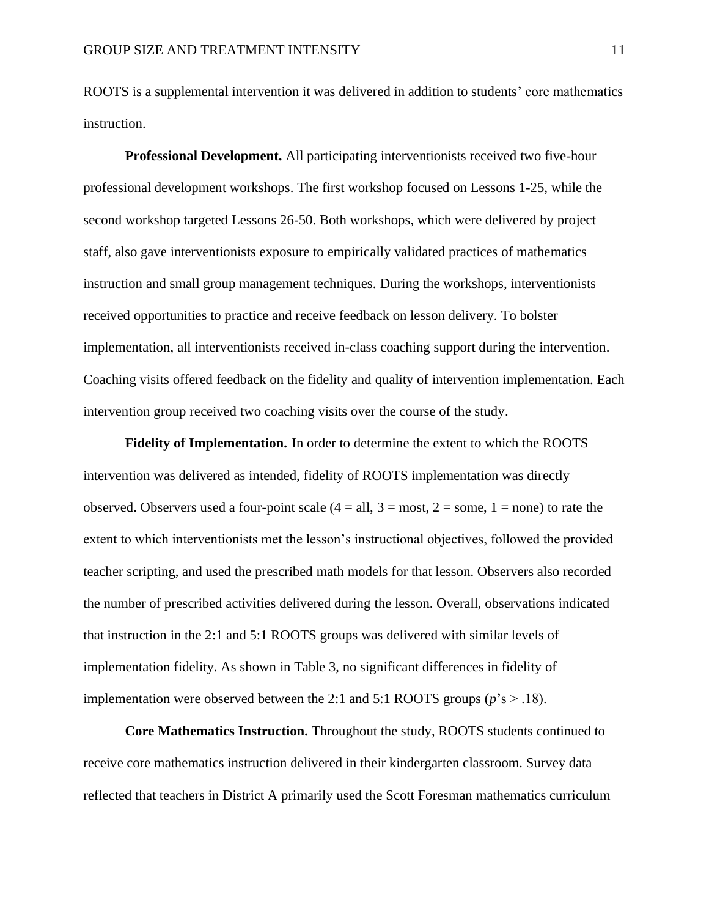ROOTS is a supplemental intervention it was delivered in addition to students' core mathematics instruction.

**Professional Development.** All participating interventionists received two five-hour professional development workshops. The first workshop focused on Lessons 1-25, while the second workshop targeted Lessons 26-50. Both workshops, which were delivered by project staff, also gave interventionists exposure to empirically validated practices of mathematics instruction and small group management techniques. During the workshops, interventionists received opportunities to practice and receive feedback on lesson delivery. To bolster implementation, all interventionists received in-class coaching support during the intervention. Coaching visits offered feedback on the fidelity and quality of intervention implementation. Each intervention group received two coaching visits over the course of the study.

**Fidelity of Implementation.** In order to determine the extent to which the ROOTS intervention was delivered as intended, fidelity of ROOTS implementation was directly observed. Observers used a four-point scale (4 = all, 3 = most, 2 = some, 1 = none) to rate the extent to which interventionists met the lesson's instructional objectives, followed the provided teacher scripting, and used the prescribed math models for that lesson. Observers also recorded the number of prescribed activities delivered during the lesson. Overall, observations indicated that instruction in the 2:1 and 5:1 ROOTS groups was delivered with similar levels of implementation fidelity. As shown in Table 3, no significant differences in fidelity of implementation were observed between the 2:1 and 5:1 ROOTS groups ($p$'s $> .18$).

**Core Mathematics Instruction.** Throughout the study, ROOTS students continued to receive core mathematics instruction delivered in their kindergarten classroom. Survey data reflected that teachers in District A primarily used the Scott Foresman mathematics curriculum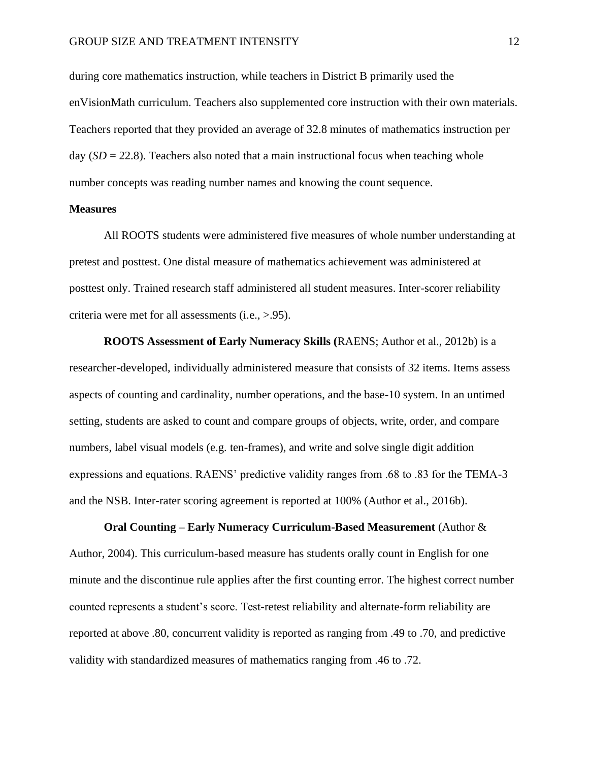during core mathematics instruction, while teachers in District B primarily used the enVisionMath curriculum. Teachers also supplemented core instruction with their own materials. Teachers reported that they provided an average of 32.8 minutes of mathematics instruction per day (*SD* = 22.8). Teachers also noted that a main instructional focus when teaching whole number concepts was reading number names and knowing the count sequence.

**Measures**

All ROOTS students were administered five measures of whole number understanding at pretest and posttest. One distal measure of mathematics achievement was administered at posttest only. Trained research staff administered all student measures. Inter-scorer reliability criteria were met for all assessments (i.e., >.95).

**ROOTS Assessment of Early Numeracy Skills (**RAENS; Author et al., 2012b) is a researcher-developed, individually administered measure that consists of 32 items. Items assess aspects of counting and cardinality, number operations, and the base-10 system. In an untimed setting, students are asked to count and compare groups of objects, write, order, and compare numbers, label visual models (e.g. ten-frames), and write and solve single digit addition expressions and equations. RAENS' predictive validity ranges from .68 to .83 for the TEMA-3 and the NSB. Inter-rater scoring agreement is reported at 100% (Author et al., 2016b).

**Oral Counting – Early Numeracy Curriculum-Based Measurement** (Author & Author, 2004). This curriculum-based measure has students orally count in English for one minute and the discontinue rule applies after the first counting error. The highest correct number counted represents a student's score. Test-retest reliability and alternate-form reliability are reported at above .80, concurrent validity is reported as ranging from .49 to .70, and predictive validity with standardized measures of mathematics ranging from .46 to .72.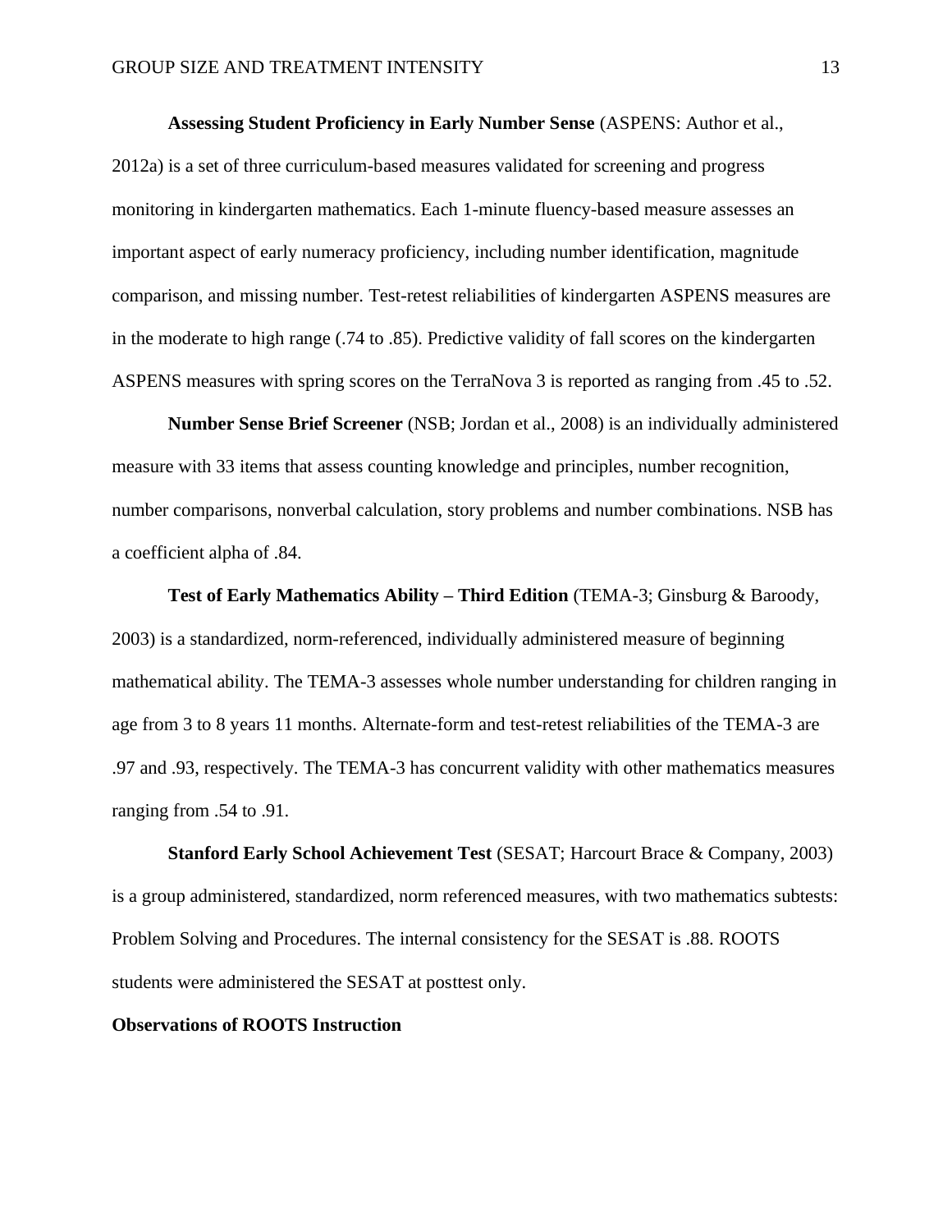**Assessing Student Proficiency in Early Number Sense** (ASPENS: Author et al., 2012a) is a set of three curriculum-based measures validated for screening and progress monitoring in kindergarten mathematics. Each 1-minute fluency-based measure assesses an important aspect of early numeracy proficiency, including number identification, magnitude comparison, and missing number. Test-retest reliabilities of kindergarten ASPENS measures are in the moderate to high range (.74 to .85). Predictive validity of fall scores on the kindergarten ASPENS measures with spring scores on the TerraNova 3 is reported as ranging from .45 to .52.

**Number Sense Brief Screener** (NSB; Jordan et al., 2008) is an individually administered measure with 33 items that assess counting knowledge and principles, number recognition, number comparisons, nonverbal calculation, story problems and number combinations. NSB has a coefficient alpha of .84.

**Test of Early Mathematics Ability – Third Edition** (TEMA-3; Ginsburg & Baroody, 2003) is a standardized, norm-referenced, individually administered measure of beginning mathematical ability. The TEMA-3 assesses whole number understanding for children ranging in age from 3 to 8 years 11 months. Alternate-form and test-retest reliabilities of the TEMA-3 are .97 and .93, respectively. The TEMA-3 has concurrent validity with other mathematics measures ranging from .54 to .91.

**Stanford Early School Achievement Test** (SESAT; Harcourt Brace & Company, 2003) is a group administered, standardized, norm referenced measures, with two mathematics subtests: Problem Solving and Procedures. The internal consistency for the SESAT is .88. ROOTS students were administered the SESAT at posttest only.

**Observations of ROOTS Instruction**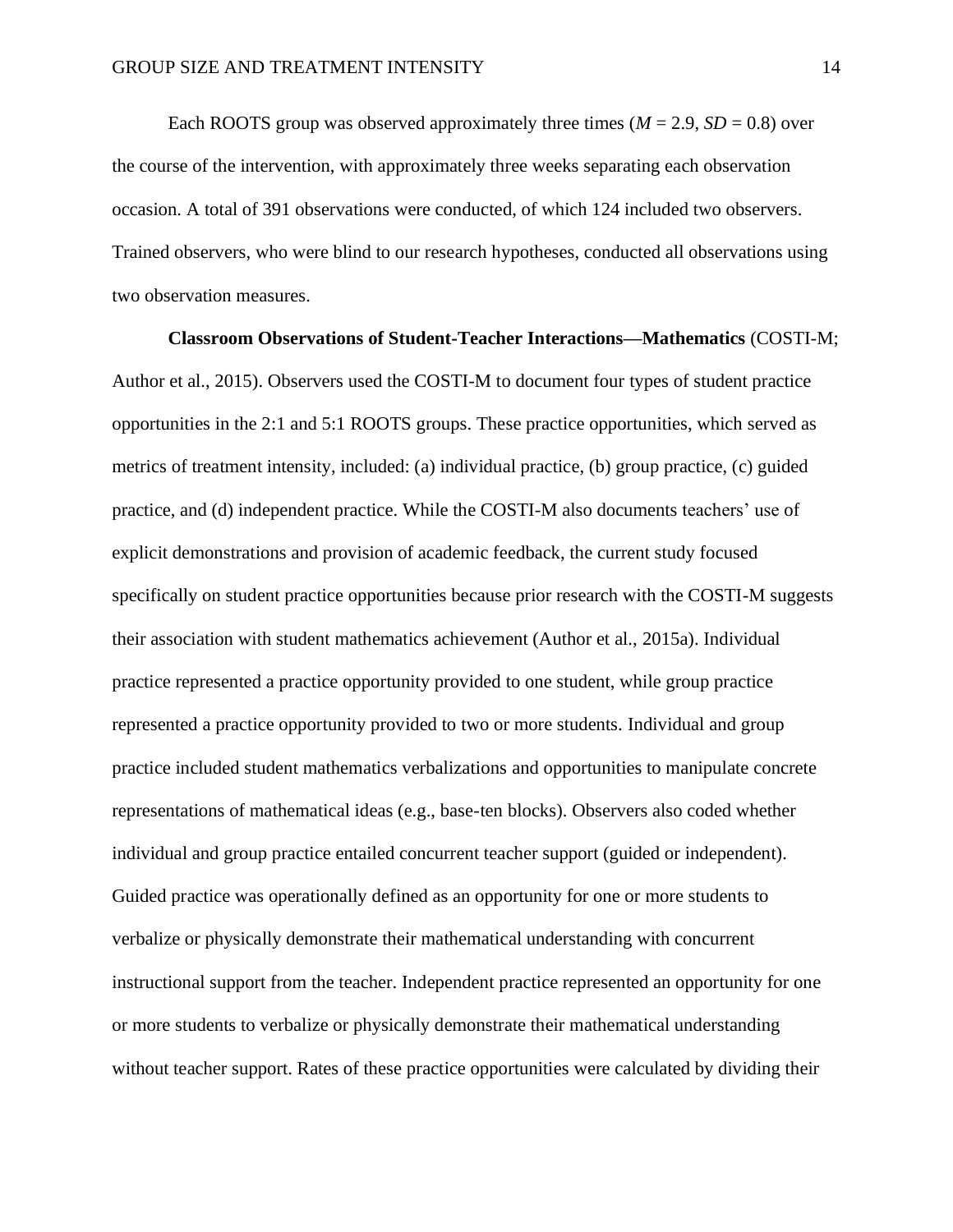Each ROOTS group was observed approximately three times (*M* = 2.9, *SD* = 0.8) over the course of the intervention, with approximately three weeks separating each observation occasion. A total of 391 observations were conducted, of which 124 included two observers. Trained observers, who were blind to our research hypotheses, conducted all observations using two observation measures.

**Classroom Observations of Student-Teacher Interactions—Mathematics** (COSTI-M; Author et al., 2015). Observers used the COSTI-M to document four types of student practice opportunities in the 2:1 and 5:1 ROOTS groups. These practice opportunities, which served as metrics of treatment intensity, included: (a) individual practice, (b) group practice, (c) guided practice, and (d) independent practice. While the COSTI-M also documents teachers' use of explicit demonstrations and provision of academic feedback, the current study focused specifically on student practice opportunities because prior research with the COSTI-M suggests their association with student mathematics achievement (Author et al., 2015a). Individual practice represented a practice opportunity provided to one student, while group practice represented a practice opportunity provided to two or more students. Individual and group practice included student mathematics verbalizations and opportunities to manipulate concrete representations of mathematical ideas (e.g., base-ten blocks). Observers also coded whether individual and group practice entailed concurrent teacher support (guided or independent). Guided practice was operationally defined as an opportunity for one or more students to verbalize or physically demonstrate their mathematical understanding with concurrent instructional support from the teacher. Independent practice represented an opportunity for one or more students to verbalize or physically demonstrate their mathematical understanding without teacher support. Rates of these practice opportunities were calculated by dividing their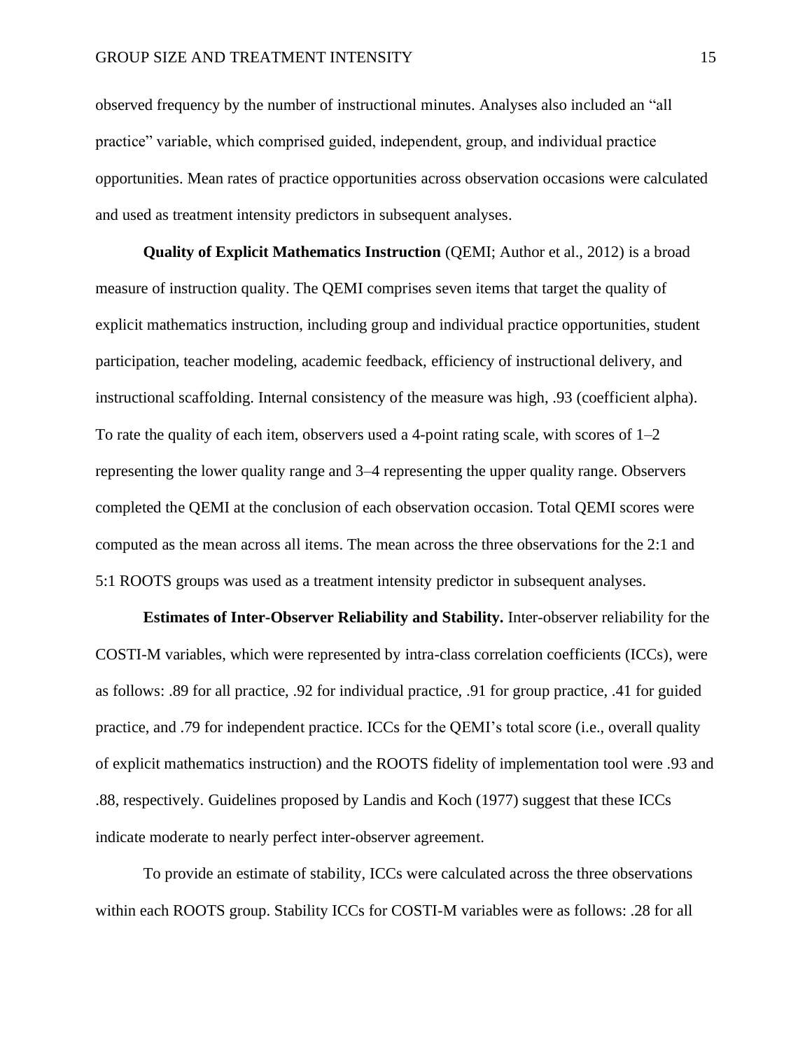observed frequency by the number of instructional minutes. Analyses also included an "all practice" variable, which comprised guided, independent, group, and individual practice opportunities. Mean rates of practice opportunities across observation occasions were calculated and used as treatment intensity predictors in subsequent analyses.

**Quality of Explicit Mathematics Instruction** (QEMI; Author et al., 2012) is a broad measure of instruction quality. The QEMI comprises seven items that target the quality of explicit mathematics instruction, including group and individual practice opportunities, student participation, teacher modeling, academic feedback, efficiency of instructional delivery, and instructional scaffolding. Internal consistency of the measure was high, .93 (coefficient alpha). To rate the quality of each item, observers used a 4-point rating scale, with scores of 1–2 representing the lower quality range and 3–4 representing the upper quality range. Observers completed the QEMI at the conclusion of each observation occasion. Total QEMI scores were computed as the mean across all items. The mean across the three observations for the 2:1 and 5:1 ROOTS groups was used as a treatment intensity predictor in subsequent analyses.

**Estimates of Inter-Observer Reliability and Stability.** Inter-observer reliability for the COSTI-M variables, which were represented by intra-class correlation coefficients (ICCs), were as follows: .89 for all practice, .92 for individual practice, .91 for group practice, .41 for guided practice, and .79 for independent practice. ICCs for the QEMI's total score (i.e., overall quality of explicit mathematics instruction) and the ROOTS fidelity of implementation tool were .93 and .88, respectively. Guidelines proposed by Landis and Koch (1977) suggest that these ICCs indicate moderate to nearly perfect inter-observer agreement.

To provide an estimate of stability, ICCs were calculated across the three observations within each ROOTS group. Stability ICCs for COSTI-M variables were as follows: .28 for all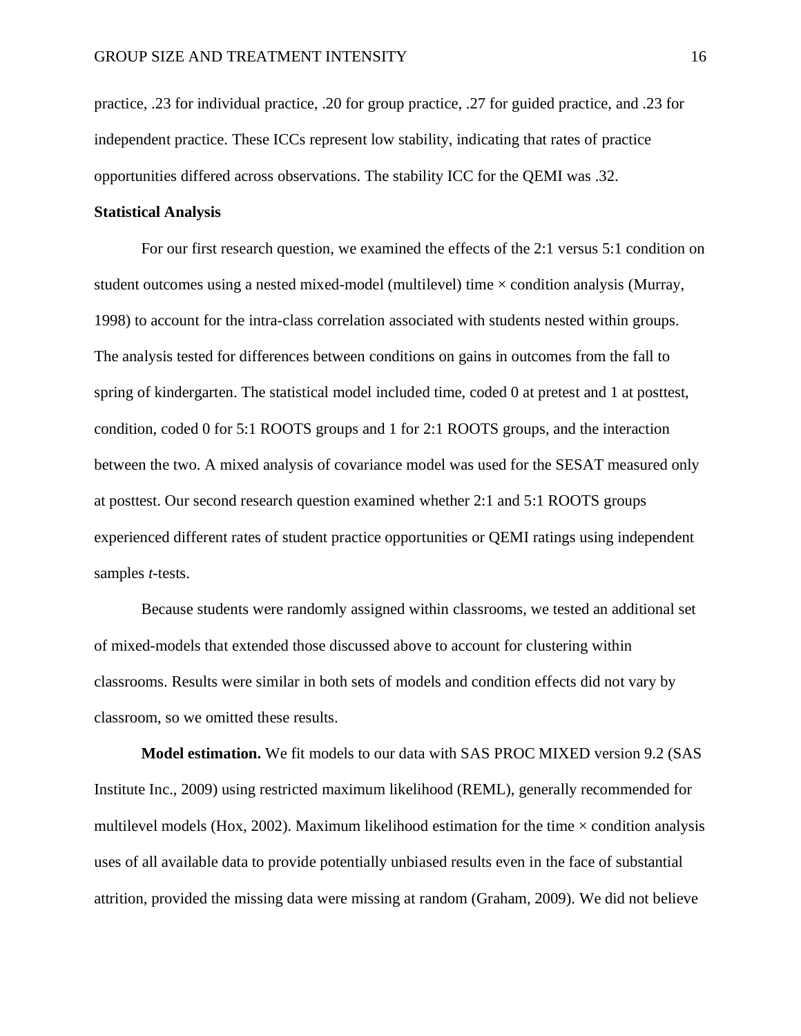practice, .23 for individual practice, .20 for group practice, .27 for guided practice, and .23 for independent practice. These ICCs represent low stability, indicating that rates of practice opportunities differed across observations. The stability ICC for the QEMI was .32.

## Statistical Analysis

For our first research question, we examined the effects of the 2:1 versus 5:1 condition on student outcomes using a nested mixed-model (multilevel) time × condition analysis (Murray, 1998) to account for the intra-class correlation associated with students nested within groups. The analysis tested for differences between conditions on gains in outcomes from the fall to spring of kindergarten. The statistical model included time, coded 0 at pretest and 1 at posttest, condition, coded 0 for 5:1 ROOTS groups and 1 for 2:1 ROOTS groups, and the interaction between the two. A mixed analysis of covariance model was used for the SESAT measured only at posttest. Our second research question examined whether 2:1 and 5:1 ROOTS groups experienced different rates of student practice opportunities or QEMI ratings using independent samples *t*-tests.

Because students were randomly assigned within classrooms, we tested an additional set of mixed-models that extended those discussed above to account for clustering within classrooms. Results were similar in both sets of models and condition effects did not vary by classroom, so we omitted these results.

**Model estimation.** We fit models to our data with SAS PROC MIXED version 9.2 (SAS Institute Inc., 2009) using restricted maximum likelihood (REML), generally recommended for multilevel models (Hox, 2002). Maximum likelihood estimation for the time × condition analysis uses of all available data to provide potentially unbiased results even in the face of substantial attrition, provided the missing data were missing at random (Graham, 2009). We did not believe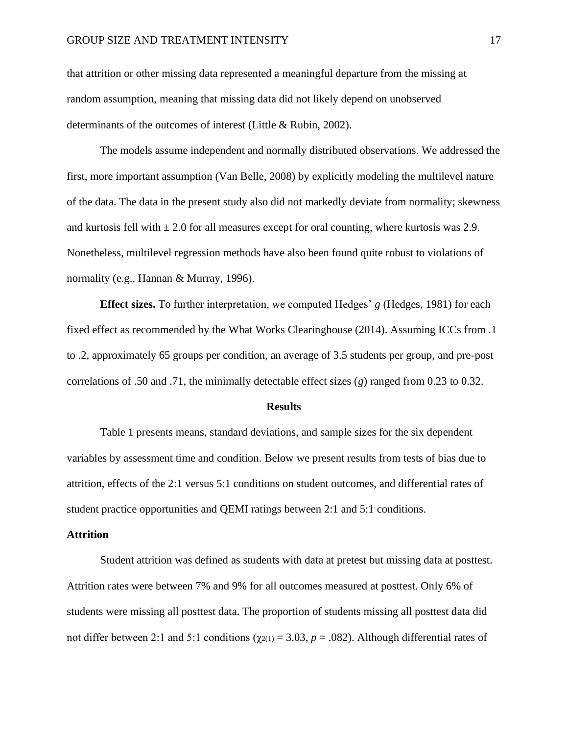that attrition or other missing data represented a meaningful departure from the missing at random assumption, meaning that missing data did not likely depend on unobserved determinants of the outcomes of interest (Little & Rubin, 2002).

The models assume independent and normally distributed observations. We addressed the first, more important assumption (Van Belle, 2008) by explicitly modeling the multilevel nature of the data. The data in the present study also did not markedly deviate from normality; skewness and kurtosis fell with ± 2.0 for all measures except for oral counting, where kurtosis was 2.9. Nonetheless, multilevel regression methods have also been found quite robust to violations of normality (e.g., Hannan & Murray, 1996).

**Effect sizes.** To further interpretation, we computed Hedges' *g* (Hedges, 1981) for each fixed effect as recommended by the What Works Clearinghouse (2014). Assuming ICCs from .1 to .2, approximately 65 groups per condition, an average of 3.5 students per group, and pre-post correlations of .50 and .71, the minimally detectable effect sizes (*g*) ranged from 0.23 to 0.32.

## Results

Table 1 presents means, standard deviations, and sample sizes for the six dependent variables by assessment time and condition. Below we present results from tests of bias due to attrition, effects of the 2:1 versus 5:1 conditions on student outcomes, and differential rates of student practice opportunities and QEMI ratings between 2:1 and 5:1 conditions.

### Attrition

Student attrition was defined as students with data at pretest but missing data at posttest. Attrition rates were between 7% and 9% for all outcomes measured at posttest. Only 6% of students were missing all posttest data. The proportion of students missing all posttest data did not differ between 2:1 and 5:1 conditions ($\chi_{2(1)} = 3.03$, $p = .082$). Although differential rates of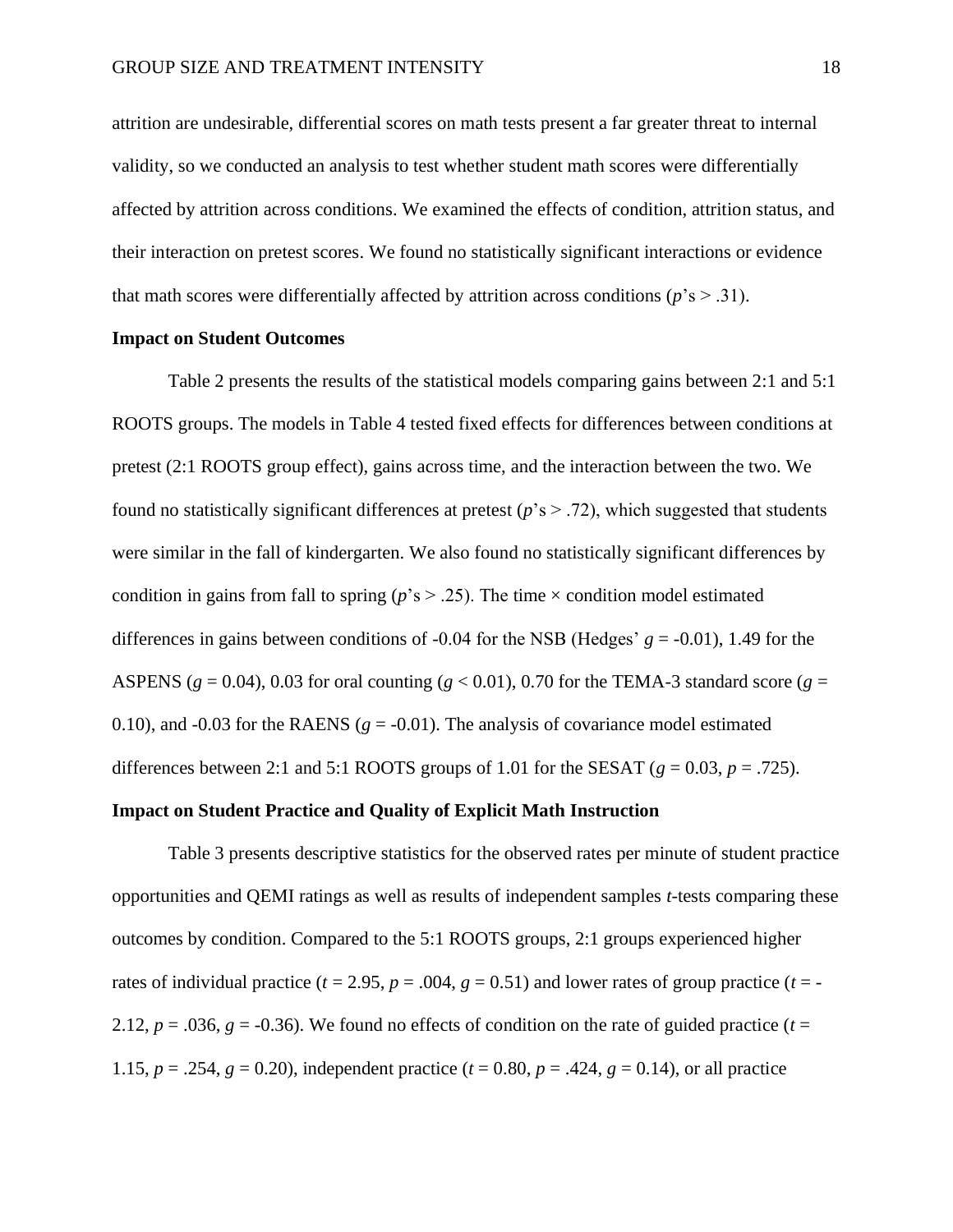attrition are undesirable, differential scores on math tests present a far greater threat to internal validity, so we conducted an analysis to test whether student math scores were differentially affected by attrition across conditions. We examined the effects of condition, attrition status, and their interaction on pretest scores. We found no statistically significant interactions or evidence that math scores were differentially affected by attrition across conditions ($p$'s > .31).

### Impact on Student Outcomes

Table 2 presents the results of the statistical models comparing gains between 2:1 and 5:1 ROOTS groups. The models in Table 4 tested fixed effects for differences between conditions at pretest (2:1 ROOTS group effect), gains across time, and the interaction between the two. We found no statistically significant differences at pretest ($p$'s > .72), which suggested that students were similar in the fall of kindergarten. We also found no statistically significant differences by condition in gains from fall to spring ($p$'s > .25). The time × condition model estimated differences in gains between conditions of -0.04 for the NSB (Hedges' $g$ = -0.01), 1.49 for the ASPENS ($g$ = 0.04), 0.03 for oral counting ($g$ < 0.01), 0.70 for the TEMA-3 standard score ($g$ = 0.10), and -0.03 for the RAENS ($g$ = -0.01). The analysis of covariance model estimated differences between 2:1 and 5:1 ROOTS groups of 1.01 for the SESAT ($g$ = 0.03, $p$ = .725).

### Impact on Student Practice and Quality of Explicit Math Instruction

Table 3 presents descriptive statistics for the observed rates per minute of student practice opportunities and QEMI ratings as well as results of independent samples $t$-tests comparing these outcomes by condition. Compared to the 5:1 ROOTS groups, 2:1 groups experienced higher rates of individual practice ($t$ = 2.95, $p$ = .004, $g$ = 0.51) and lower rates of group practice ($t$ = -2.12, $p$ = .036, $g$ = -0.36). We found no effects of condition on the rate of guided practice ($t$ = 1.15, $p$ = .254, $g$ = 0.20), independent practice ($t$ = 0.80, $p$ = .424, $g$ = 0.14), or all practice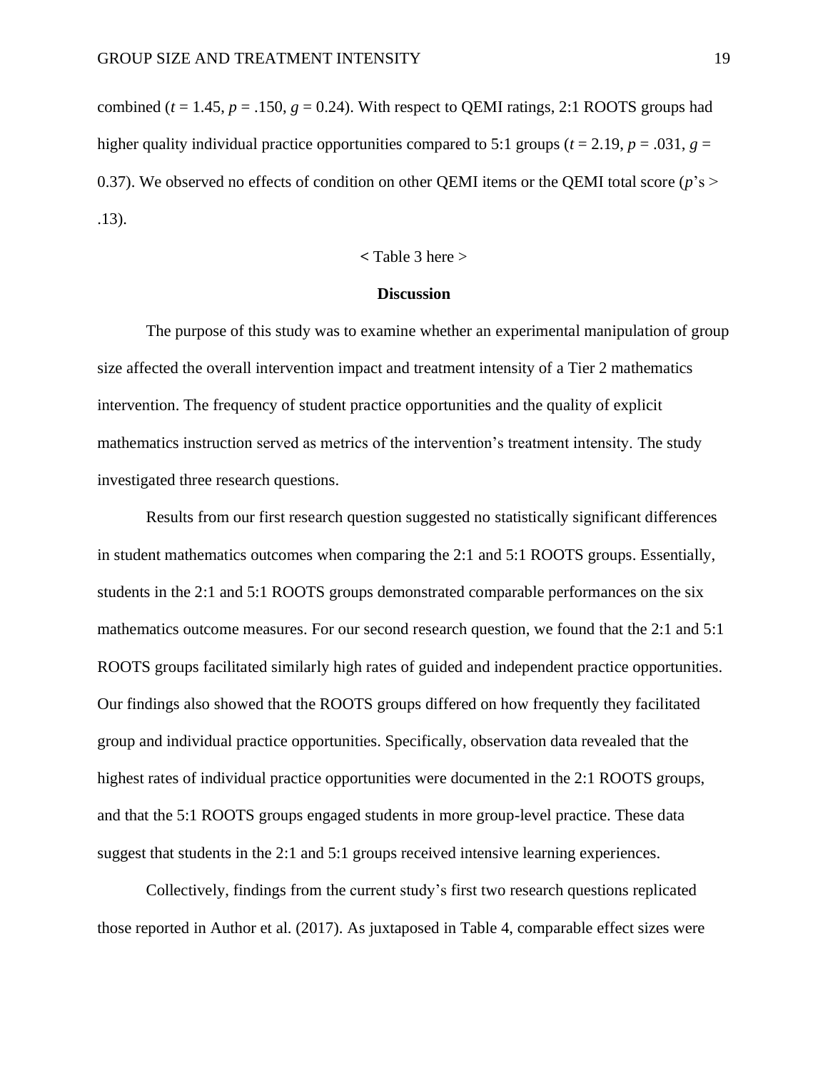combined ($t = 1.45$, $p = .150$, $g = 0.24$). With respect to QEMI ratings, 2:1 ROOTS groups had higher quality individual practice opportunities compared to 5:1 groups ($t = 2.19$, $p = .031$, $g = 0.37$). We observed no effects of condition on other QEMI items or the QEMI total score ($p$'s > .13).

< Table 3 here >

## Discussion

The purpose of this study was to examine whether an experimental manipulation of group size affected the overall intervention impact and treatment intensity of a Tier 2 mathematics intervention. The frequency of student practice opportunities and the quality of explicit mathematics instruction served as metrics of the intervention's treatment intensity. The study investigated three research questions.

Results from our first research question suggested no statistically significant differences in student mathematics outcomes when comparing the 2:1 and 5:1 ROOTS groups. Essentially, students in the 2:1 and 5:1 ROOTS groups demonstrated comparable performances on the six mathematics outcome measures. For our second research question, we found that the 2:1 and 5:1 ROOTS groups facilitated similarly high rates of guided and independent practice opportunities. Our findings also showed that the ROOTS groups differed on how frequently they facilitated group and individual practice opportunities. Specifically, observation data revealed that the highest rates of individual practice opportunities were documented in the 2:1 ROOTS groups, and that the 5:1 ROOTS groups engaged students in more group-level practice. These data suggest that students in the 2:1 and 5:1 groups received intensive learning experiences.

Collectively, findings from the current study's first two research questions replicated those reported in Author et al. (2017). As juxtaposed in Table 4, comparable effect sizes were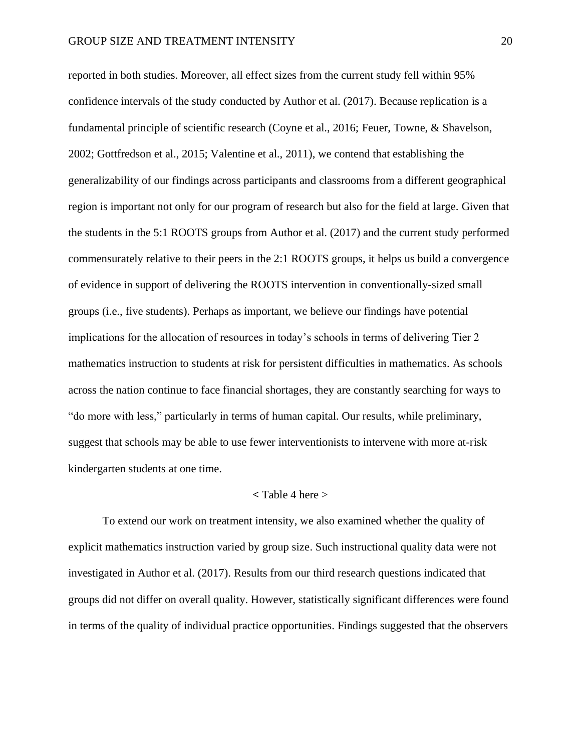reported in both studies. Moreover, all effect sizes from the current study fell within 95% confidence intervals of the study conducted by Author et al. (2017). Because replication is a fundamental principle of scientific research (Coyne et al., 2016; Feuer, Towne, & Shavelson, 2002; Gottfredson et al., 2015; Valentine et al., 2011), we contend that establishing the generalizability of our findings across participants and classrooms from a different geographical region is important not only for our program of research but also for the field at large. Given that the students in the 5:1 ROOTS groups from Author et al. (2017) and the current study performed commensurately relative to their peers in the 2:1 ROOTS groups, it helps us build a convergence of evidence in support of delivering the ROOTS intervention in conventionally-sized small groups (i.e., five students). Perhaps as important, we believe our findings have potential implications for the allocation of resources in today's schools in terms of delivering Tier 2 mathematics instruction to students at risk for persistent difficulties in mathematics. As schools across the nation continue to face financial shortages, they are constantly searching for ways to "do more with less," particularly in terms of human capital. Our results, while preliminary, suggest that schools may be able to use fewer interventionists to intervene with more at-risk kindergarten students at one time.

< Table 4 here >

To extend our work on treatment intensity, we also examined whether the quality of explicit mathematics instruction varied by group size. Such instructional quality data were not investigated in Author et al. (2017). Results from our third research questions indicated that groups did not differ on overall quality. However, statistically significant differences were found in terms of the quality of individual practice opportunities. Findings suggested that the observers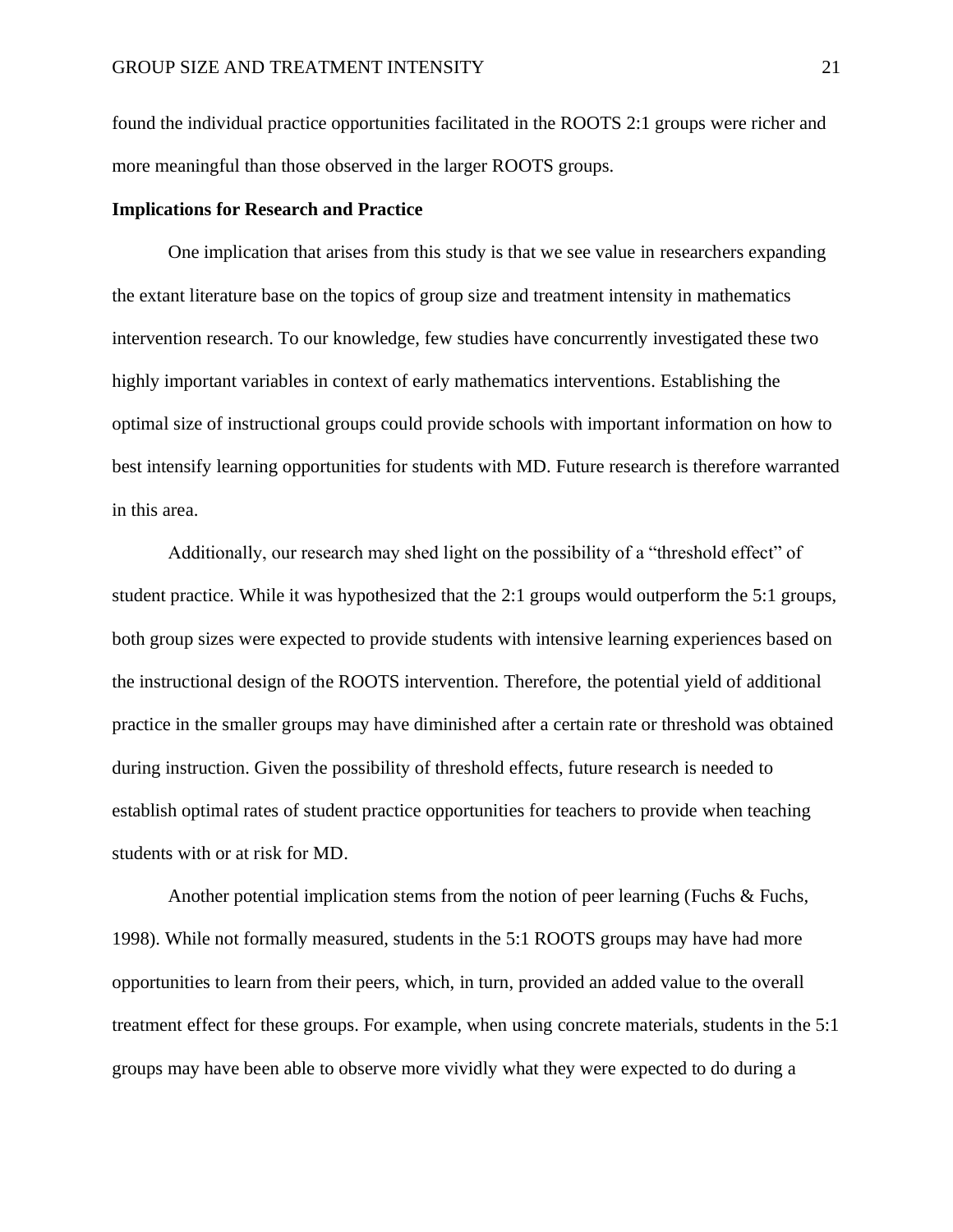found the individual practice opportunities facilitated in the ROOTS 2:1 groups were richer and more meaningful than those observed in the larger ROOTS groups.

**Implications for Research and Practice**

One implication that arises from this study is that we see value in researchers expanding the extant literature base on the topics of group size and treatment intensity in mathematics intervention research. To our knowledge, few studies have concurrently investigated these two highly important variables in context of early mathematics interventions. Establishing the optimal size of instructional groups could provide schools with important information on how to best intensify learning opportunities for students with MD. Future research is therefore warranted in this area.

Additionally, our research may shed light on the possibility of a "threshold effect" of student practice. While it was hypothesized that the 2:1 groups would outperform the 5:1 groups, both group sizes were expected to provide students with intensive learning experiences based on the instructional design of the ROOTS intervention. Therefore, the potential yield of additional practice in the smaller groups may have diminished after a certain rate or threshold was obtained during instruction. Given the possibility of threshold effects, future research is needed to establish optimal rates of student practice opportunities for teachers to provide when teaching students with or at risk for MD.

Another potential implication stems from the notion of peer learning (Fuchs & Fuchs, 1998). While not formally measured, students in the 5:1 ROOTS groups may have had more opportunities to learn from their peers, which, in turn, provided an added value to the overall treatment effect for these groups. For example, when using concrete materials, students in the 5:1 groups may have been able to observe more vividly what they were expected to do during a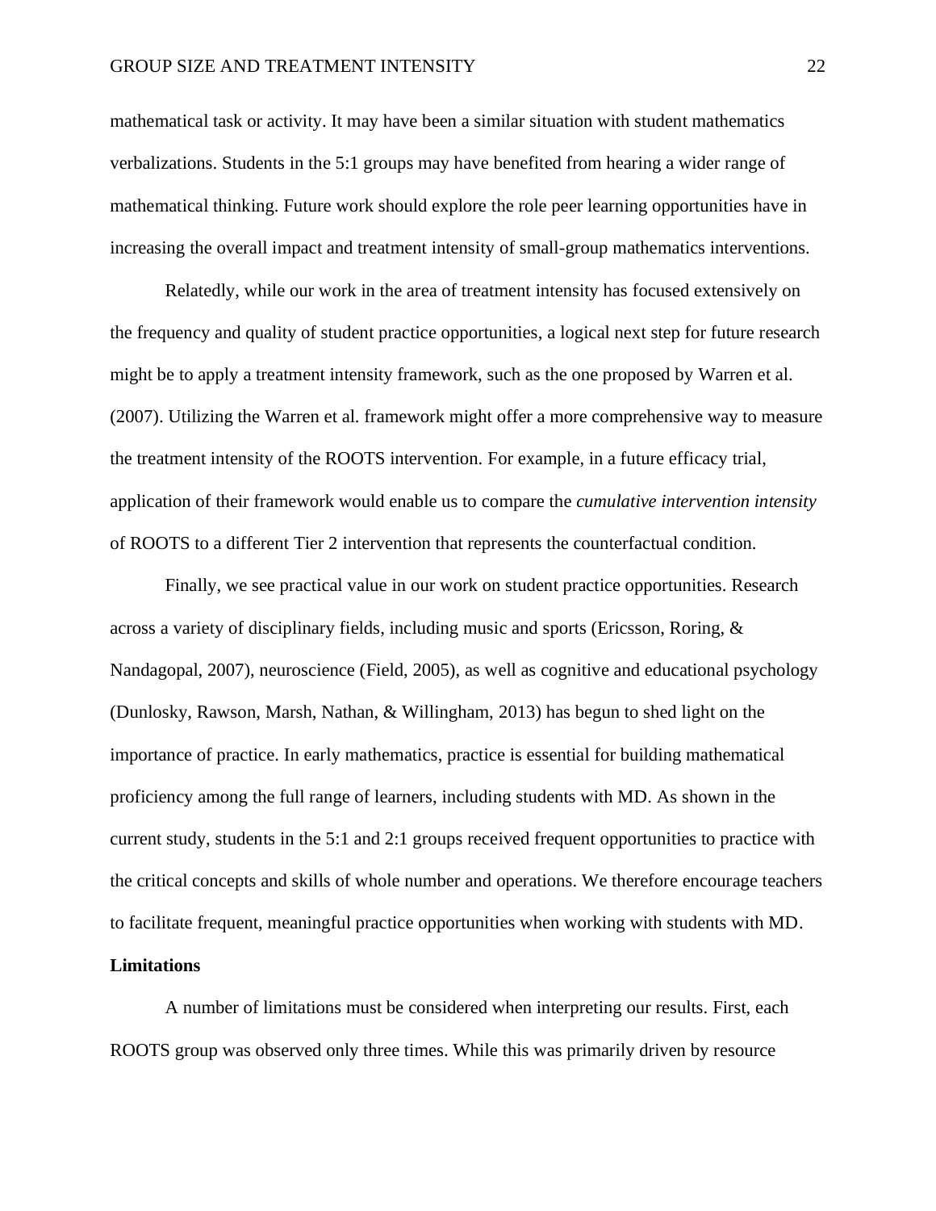mathematical task or activity. It may have been a similar situation with student mathematics verbalizations. Students in the 5:1 groups may have benefited from hearing a wider range of mathematical thinking. Future work should explore the role peer learning opportunities have in increasing the overall impact and treatment intensity of small-group mathematics interventions.

Relatedly, while our work in the area of treatment intensity has focused extensively on the frequency and quality of student practice opportunities, a logical next step for future research might be to apply a treatment intensity framework, such as the one proposed by Warren et al. (2007). Utilizing the Warren et al. framework might offer a more comprehensive way to measure the treatment intensity of the ROOTS intervention. For example, in a future efficacy trial, application of their framework would enable us to compare the *cumulative intervention intensity* of ROOTS to a different Tier 2 intervention that represents the counterfactual condition.

Finally, we see practical value in our work on student practice opportunities. Research across a variety of disciplinary fields, including music and sports (Ericsson, Roring, & Nandagopal, 2007), neuroscience (Field, 2005), as well as cognitive and educational psychology (Dunlosky, Rawson, Marsh, Nathan, & Willingham, 2013) has begun to shed light on the importance of practice. In early mathematics, practice is essential for building mathematical proficiency among the full range of learners, including students with MD. As shown in the current study, students in the 5:1 and 2:1 groups received frequent opportunities to practice with the critical concepts and skills of whole number and operations. We therefore encourage teachers to facilitate frequent, meaningful practice opportunities when working with students with MD.

**Limitations**

A number of limitations must be considered when interpreting our results. First, each ROOTS group was observed only three times. While this was primarily driven by resource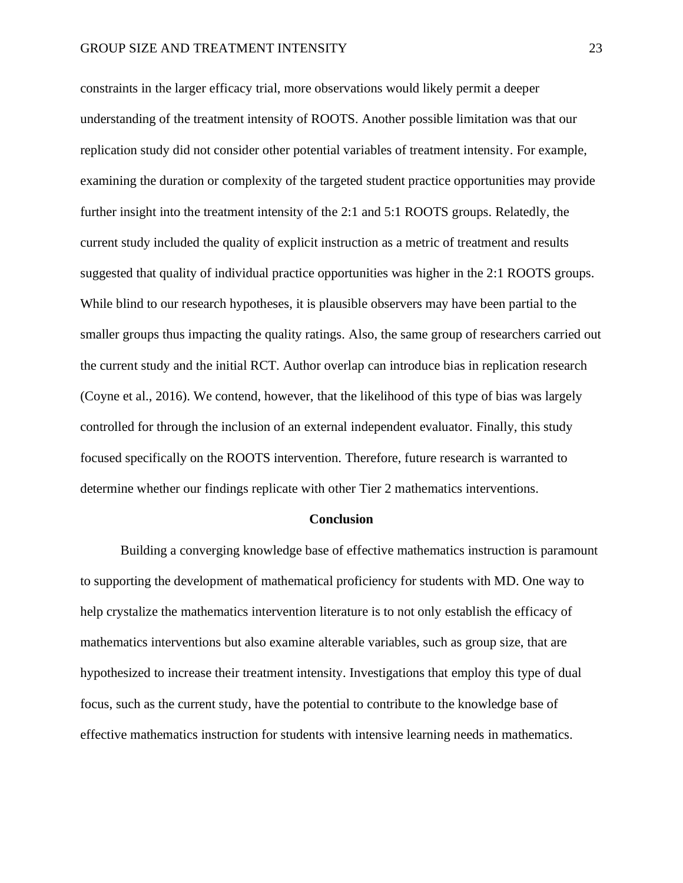constraints in the larger efficacy trial, more observations would likely permit a deeper understanding of the treatment intensity of ROOTS. Another possible limitation was that our replication study did not consider other potential variables of treatment intensity. For example, examining the duration or complexity of the targeted student practice opportunities may provide further insight into the treatment intensity of the 2:1 and 5:1 ROOTS groups. Relatedly, the current study included the quality of explicit instruction as a metric of treatment and results suggested that quality of individual practice opportunities was higher in the 2:1 ROOTS groups. While blind to our research hypotheses, it is plausible observers may have been partial to the smaller groups thus impacting the quality ratings. Also, the same group of researchers carried out the current study and the initial RCT. Author overlap can introduce bias in replication research (Coyne et al., 2016). We contend, however, that the likelihood of this type of bias was largely controlled for through the inclusion of an external independent evaluator. Finally, this study focused specifically on the ROOTS intervention. Therefore, future research is warranted to determine whether our findings replicate with other Tier 2 mathematics interventions.

## Conclusion

Building a converging knowledge base of effective mathematics instruction is paramount to supporting the development of mathematical proficiency for students with MD. One way to help crystalize the mathematics intervention literature is to not only establish the efficacy of mathematics interventions but also examine alterable variables, such as group size, that are hypothesized to increase their treatment intensity. Investigations that employ this type of dual focus, such as the current study, have the potential to contribute to the knowledge base of effective mathematics instruction for students with intensive learning needs in mathematics.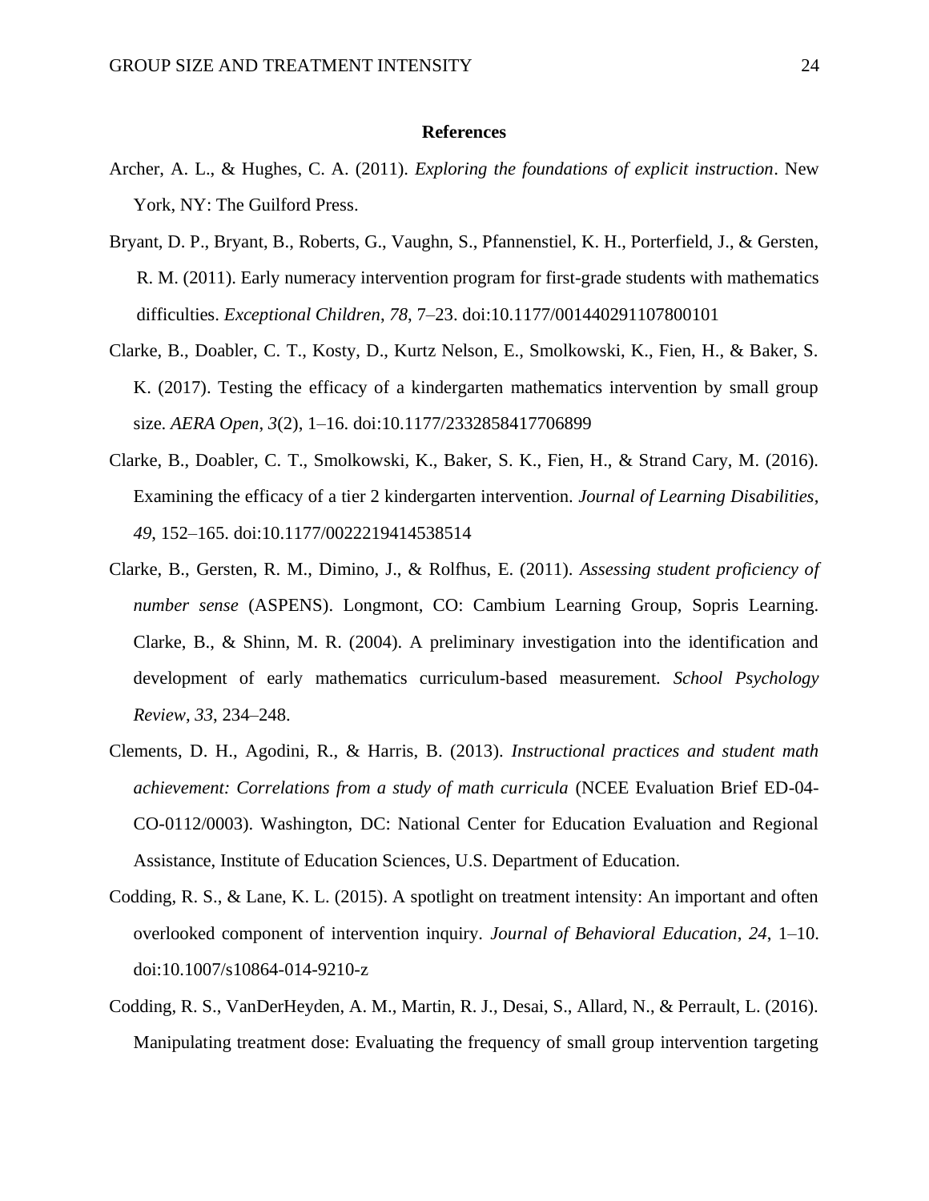# References

Archer, A. L., & Hughes, C. A. (2011). *Exploring the foundations of explicit instruction*. New York, NY: The Guilford Press.

Bryant, D. P., Bryant, B., Roberts, G., Vaughn, S., Pfannenstiel, K. H., Porterfield, J., & Gersten, R. M. (2011). Early numeracy intervention program for first-grade students with mathematics difficulties. *Exceptional Children*, *78*, 7–23. doi:10.1177/001440291107800101

Clarke, B., Doabler, C. T., Kosty, D., Kurtz Nelson, E., Smolkowski, K., Fien, H., & Baker, S. K. (2017). Testing the efficacy of a kindergarten mathematics intervention by small group size. *AERA Open*, *3*(2), 1–16. doi:10.1177/2332858417706899

Clarke, B., Doabler, C. T., Smolkowski, K., Baker, S. K., Fien, H., & Strand Cary, M. (2016). Examining the efficacy of a tier 2 kindergarten intervention. *Journal of Learning Disabilities*, *49*, 152–165. doi:10.1177/0022219414538514

Clarke, B., Gersten, R. M., Dimino, J., & Rolfhus, E. (2011). *Assessing student proficiency of number sense* (ASPENS). Longmont, CO: Cambium Learning Group, Sopris Learning.

Clarke, B., & Shinn, M. R. (2004). A preliminary investigation into the identification and development of early mathematics curriculum-based measurement. *School Psychology Review*, *33*, 234–248.

Clements, D. H., Agodini, R., & Harris, B. (2013). *Instructional practices and student math achievement: Correlations from a study of math curricula* (NCEE Evaluation Brief ED-04-CO-0112/0003). Washington, DC: National Center for Education Evaluation and Regional Assistance, Institute of Education Sciences, U.S. Department of Education.

Codding, R. S., & Lane, K. L. (2015). A spotlight on treatment intensity: An important and often overlooked component of intervention inquiry. *Journal of Behavioral Education*, *24*, 1–10. doi:10.1007/s10864-014-9210-z

Codding, R. S., VanDerHeyden, A. M., Martin, R. J., Desai, S., Allard, N., & Perrault, L. (2016). Manipulating treatment dose: Evaluating the frequency of small group intervention targeting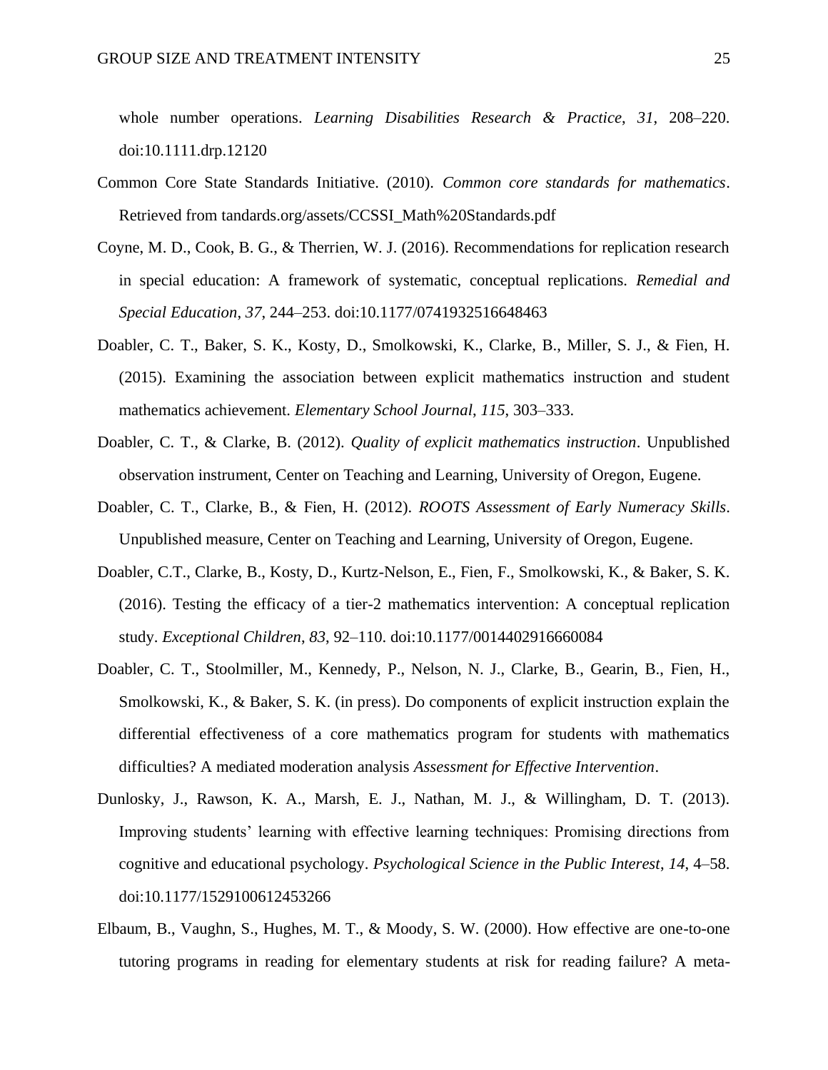whole number operations. *Learning Disabilities Research & Practice*, *31*, 208–220. doi:10.1111.drp.12120

Common Core State Standards Initiative. (2010). *Common core standards for mathematics*. Retrieved from tandards.org/assets/CCSSI_Math%20Standards.pdf

Coyne, M. D., Cook, B. G., & Therrien, W. J. (2016). Recommendations for replication research in special education: A framework of systematic, conceptual replications. *Remedial and Special Education*, *37*, 244–253. doi:10.1177/0741932516648463

Doabler, C. T., Baker, S. K., Kosty, D., Smolkowski, K., Clarke, B., Miller, S. J., & Fien, H. (2015). Examining the association between explicit mathematics instruction and student mathematics achievement. *Elementary School Journal*, *115*, 303–333.

Doabler, C. T., & Clarke, B. (2012). *Quality of explicit mathematics instruction*. Unpublished observation instrument, Center on Teaching and Learning, University of Oregon, Eugene.

Doabler, C. T., Clarke, B., & Fien, H. (2012). *ROOTS Assessment of Early Numeracy Skills*. Unpublished measure, Center on Teaching and Learning, University of Oregon, Eugene.

Doabler, C.T., Clarke, B., Kosty, D., Kurtz-Nelson, E., Fien, F., Smolkowski, K., & Baker, S. K. (2016). Testing the efficacy of a tier-2 mathematics intervention: A conceptual replication study. *Exceptional Children*, *83*, 92–110. doi:10.1177/0014402916660084

Doabler, C. T., Stoolmiller, M., Kennedy, P., Nelson, N. J., Clarke, B., Gearin, B., Fien, H., Smolkowski, K., & Baker, S. K. (in press). Do components of explicit instruction explain the differential effectiveness of a core mathematics program for students with mathematics difficulties? A mediated moderation analysis *Assessment for Effective Intervention*.

Dunlosky, J., Rawson, K. A., Marsh, E. J., Nathan, M. J., & Willingham, D. T. (2013). Improving students' learning with effective learning techniques: Promising directions from cognitive and educational psychology. *Psychological Science in the Public Interest*, *14,* 4–58. doi:10.1177/1529100612453266

Elbaum, B., Vaughn, S., Hughes, M. T., & Moody, S. W. (2000). How effective are one-to-one tutoring programs in reading for elementary students at risk for reading failure? A meta-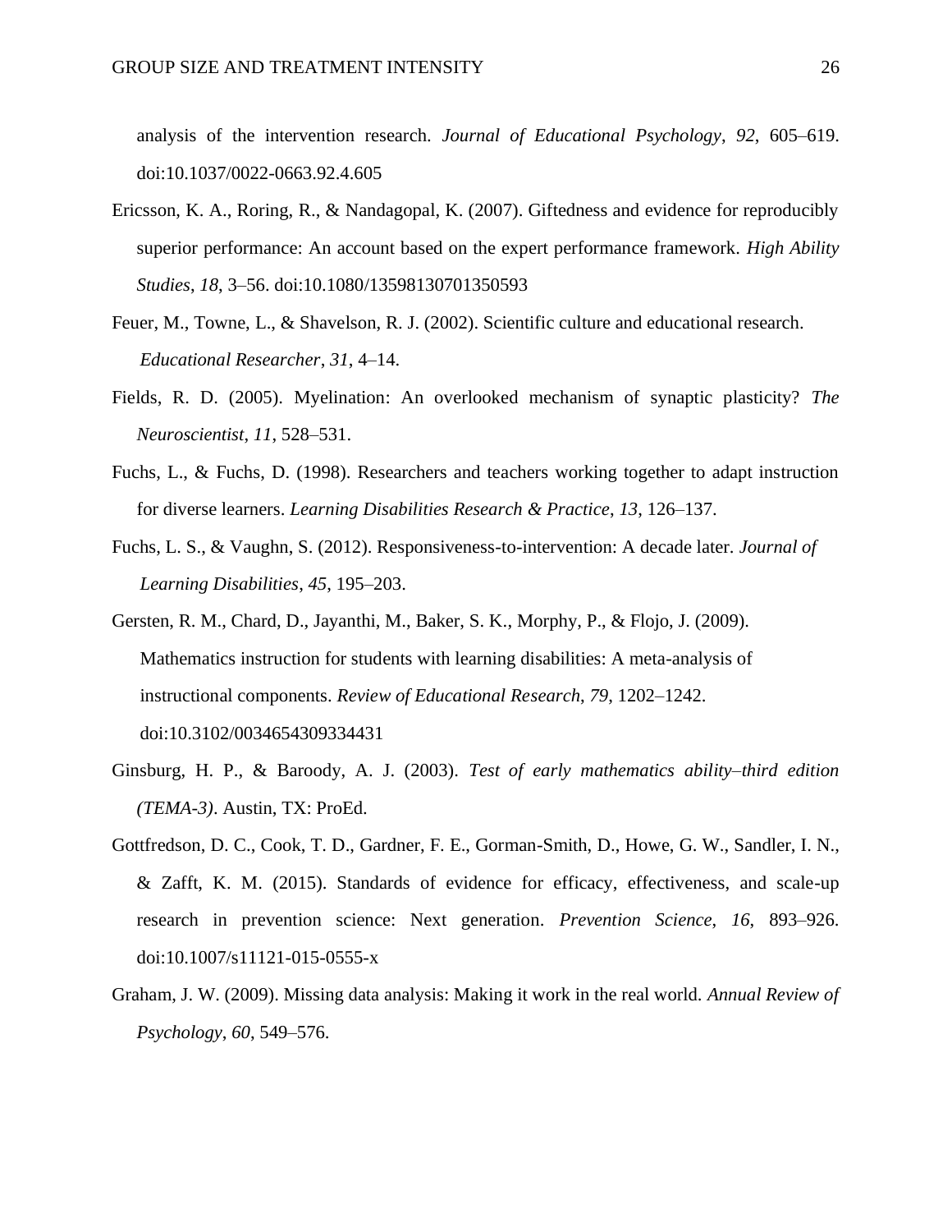analysis of the intervention research. *Journal of Educational Psychology*, *92*, 605–619. doi:10.1037/0022-0663.92.4.605

Ericsson, K. A., Roring, R., & Nandagopal, K. (2007). Giftedness and evidence for reproducibly superior performance: An account based on the expert performance framework. *High Ability Studies*, *18*, 3–56. doi:10.1080/13598130701350593

Feuer, M., Towne, L., & Shavelson, R. J. (2002). Scientific culture and educational research. *Educational Researcher*, *31*, 4–14.

Fields, R. D. (2005). Myelination: An overlooked mechanism of synaptic plasticity? *The Neuroscientist*, *11*, 528–531.

Fuchs, L., & Fuchs, D. (1998). Researchers and teachers working together to adapt instruction for diverse learners. *Learning Disabilities Research & Practice*, *13*, 126–137.

Fuchs, L. S., & Vaughn, S. (2012). Responsiveness-to-intervention: A decade later. *Journal of Learning Disabilities*, *45*, 195–203.

Gersten, R. M., Chard, D., Jayanthi, M., Baker, S. K., Morphy, P., & Flojo, J. (2009). Mathematics instruction for students with learning disabilities: A meta-analysis of instructional components. *Review of Educational Research, 79*, 1202–1242. doi:10.3102/0034654309334431

Ginsburg, H. P., & Baroody, A. J. (2003). *Test of early mathematics ability–third edition (TEMA-3)*. Austin, TX: ProEd.

Gottfredson, D. C., Cook, T. D., Gardner, F. E., Gorman-Smith, D., Howe, G. W., Sandler, I. N., & Zafft, K. M. (2015). Standards of evidence for efficacy, effectiveness, and scale-up research in prevention science: Next generation. *Prevention Science*, *16*, 893–926. doi:10.1007/s11121-015-0555-x

Graham, J. W. (2009). Missing data analysis: Making it work in the real world. *Annual Review of Psychology*, *60*, 549–576.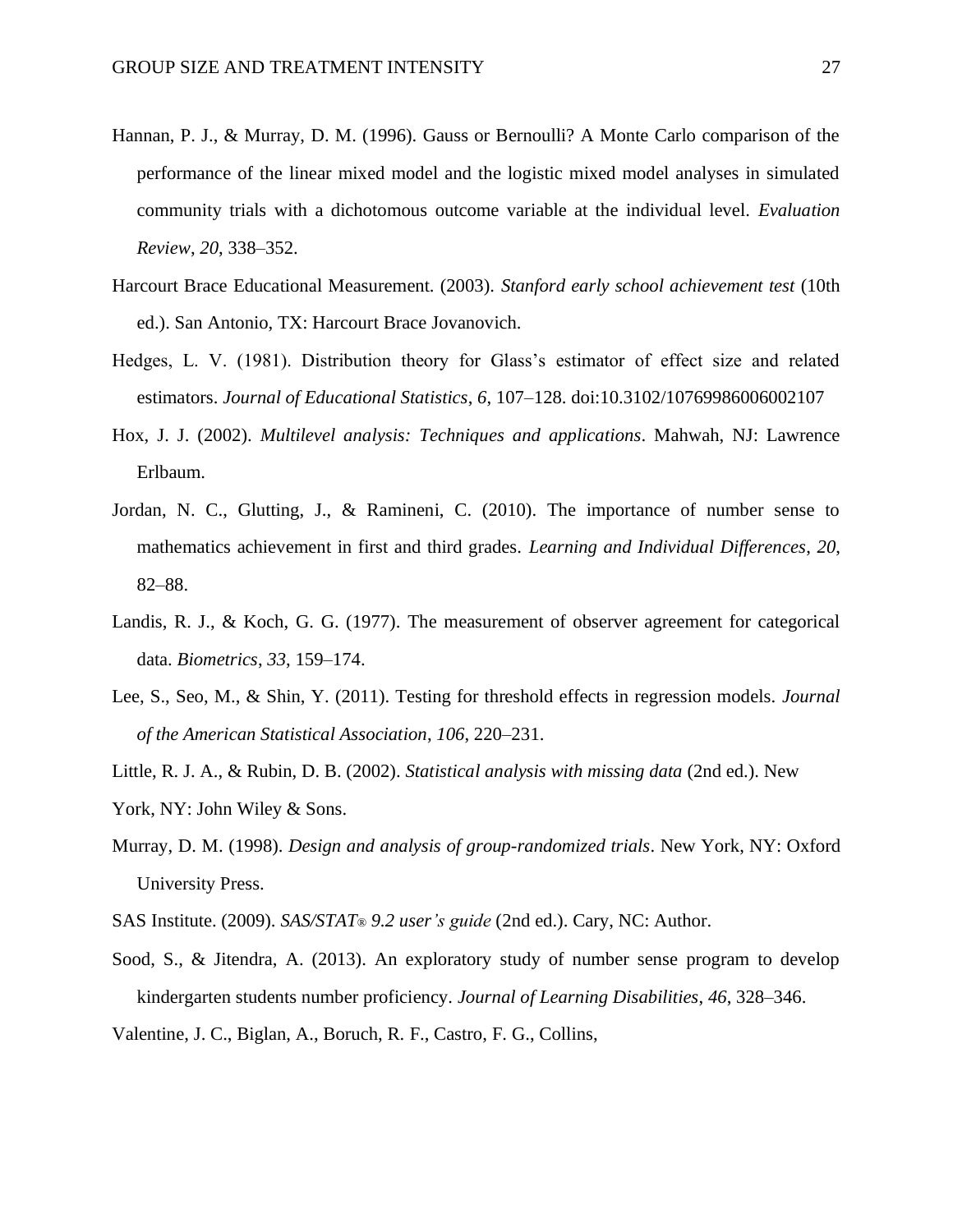Hannan, P. J., & Murray, D. M. (1996). Gauss or Bernoulli? A Monte Carlo comparison of the performance of the linear mixed model and the logistic mixed model analyses in simulated community trials with a dichotomous outcome variable at the individual level. *Evaluation Review*, *20*, 338–352.

Harcourt Brace Educational Measurement. (2003). *Stanford early school achievement test* (10th ed.). San Antonio, TX: Harcourt Brace Jovanovich.

Hedges, L. V. (1981). Distribution theory for Glass's estimator of effect size and related estimators. *Journal of Educational Statistics*, *6*, 107–128. doi:10.3102/10769986006002107

Hox, J. J. (2002). *Multilevel analysis: Techniques and applications*. Mahwah, NJ: Lawrence Erlbaum.

Jordan, N. C., Glutting, J., & Ramineni, C. (2010). The importance of number sense to mathematics achievement in first and third grades. *Learning and Individual Differences*, *20*, 82–88.

Landis, R. J., & Koch, G. G. (1977). The measurement of observer agreement for categorical data. *Biometrics*, *33*, 159–174.

Lee, S., Seo, M., & Shin, Y. (2011). Testing for threshold effects in regression models. *Journal of the American Statistical Association*, *106*, 220–231.

Little, R. J. A., & Rubin, D. B. (2002). *Statistical analysis with missing data* (2nd ed.). New York, NY: John Wiley & Sons.

Murray, D. M. (1998). *Design and analysis of group-randomized trials*. New York, NY: Oxford University Press.

SAS Institute. (2009). *SAS/STAT® 9.2 user's guide* (2nd ed.). Cary, NC: Author.

Sood, S., & Jitendra, A. (2013). An exploratory study of number sense program to develop kindergarten students number proficiency. *Journal of Learning Disabilities*, *46*, 328–346.

Valentine, J. C., Biglan, A., Boruch, R. F., Castro, F. G., Collins,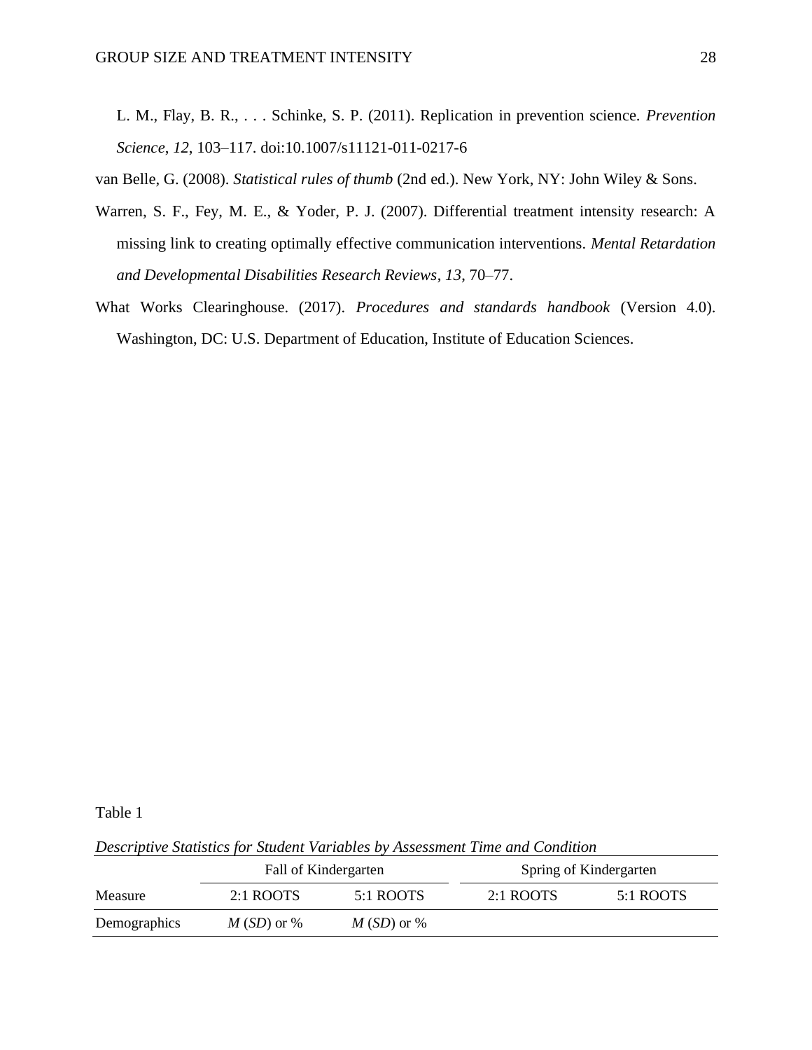L. M., Flay, B. R., . . . Schinke, S. P. (2011). Replication in prevention science. *Prevention Science*, *12*, 103–117. doi:10.1007/s11121-011-0217-6

van Belle, G. (2008). *Statistical rules of thumb* (2nd ed.). New York, NY: John Wiley & Sons.

Warren, S. F., Fey, M. E., & Yoder, P. J. (2007). Differential treatment intensity research: A missing link to creating optimally effective communication interventions. *Mental Retardation and Developmental Disabilities Research Reviews*, *13*, 70–77.

What Works Clearinghouse. (2017). *Procedures and standards handbook* (Version 4.0). Washington, DC: U.S. Department of Education, Institute of Education Sciences.

Table 1

*Descriptive Statistics for Student Variables by Assessment Time and Condition*

| | Fall of Kindergarten | | Spring of Kindergarten | |
|---|---|---|---|---|
| Measure | 2:1 ROOTS | 5:1 ROOTS | 2:1 ROOTS | 5:1 ROOTS |
| Demographics | *M* (*SD*) or % | *M* (*SD*) or % | | |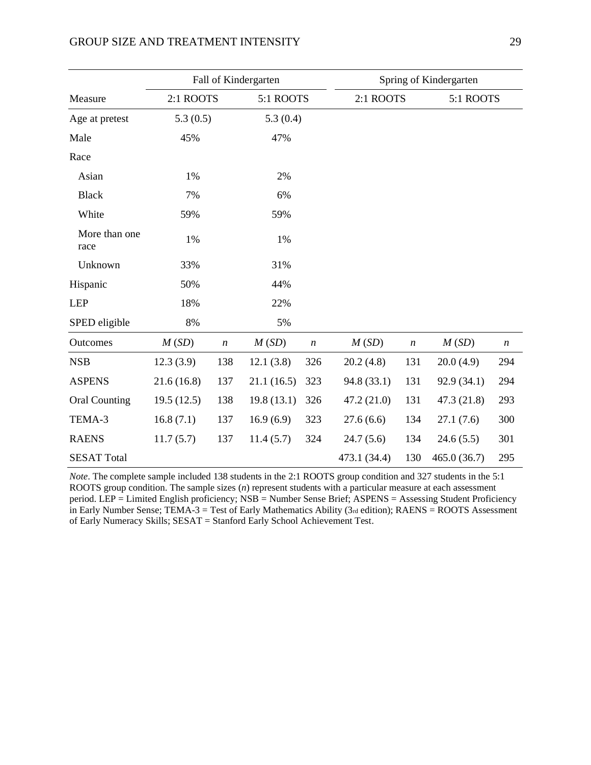| | Fall of Kindergarten | | | | Spring of Kindergarten | | | |
|---|---|---|---|---|---|---|---|---|
| Measure | 2:1 ROOTS | | 5:1 ROOTS | | 2:1 ROOTS | | 5:1 ROOTS | |
| Age at pretest | 5.3 (0.5) | | 5.3 (0.4) | | | | | |
| Male | 45% | | 47% | | | | | |
| Race | | | | | | | | |
| Asian | 1% | | 2% | | | | | |
| Black | 7% | | 6% | | | | | |
| White | 59% | | 59% | | | | | |
| More than one race | 1% | | 1% | | | | | |
| Unknown | 33% | | 31% | | | | | |
| Hispanic | 50% | | 44% | | | | | |
| LEP | 18% | | 22% | | | | | |
| SPED eligible | 8% | | 5% | | | | | |
| Outcomes | *M* (*SD*) | *n* | *M* (*SD*) | *n* | *M* (*SD*) | *n* | *M* (*SD*) | *n* |
| NSB | 12.3 (3.9) | 138 | 12.1 (3.8) | 326 | 20.2 (4.8) | 131 | 20.0 (4.9) | 294 |
| ASPENS | 21.6 (16.8) | 137 | 21.1 (16.5) | 323 | 94.8 (33.1) | 131 | 92.9 (34.1) | 294 |
| Oral Counting | 19.5 (12.5) | 138 | 19.8 (13.1) | 326 | 47.2 (21.0) | 131 | 47.3 (21.8) | 293 |
| TEMA-3 | 16.8 (7.1) | 137 | 16.9 (6.9) | 323 | 27.6 (6.6) | 134 | 27.1 (7.6) | 300 |
| RAENS | 11.7 (5.7) | 137 | 11.4 (5.7) | 324 | 24.7 (5.6) | 134 | 24.6 (5.5) | 301 |
| SESAT Total | | | | | 473.1 (34.4) | 130 | 465.0 (36.7) | 295 |

*Note*. The complete sample included 138 students in the 2:1 ROOTS group condition and 327 students in the 5:1 ROOTS group condition. The sample sizes (*n*) represent students with a particular measure at each assessment period. LEP = Limited English proficiency; NSB = Number Sense Brief; ASPENS = Assessing Student Proficiency in Early Number Sense; TEMA-3 = Test of Early Mathematics Ability (3rd edition); RAENS = ROOTS Assessment of Early Numeracy Skills; SESAT = Stanford Early School Achievement Test.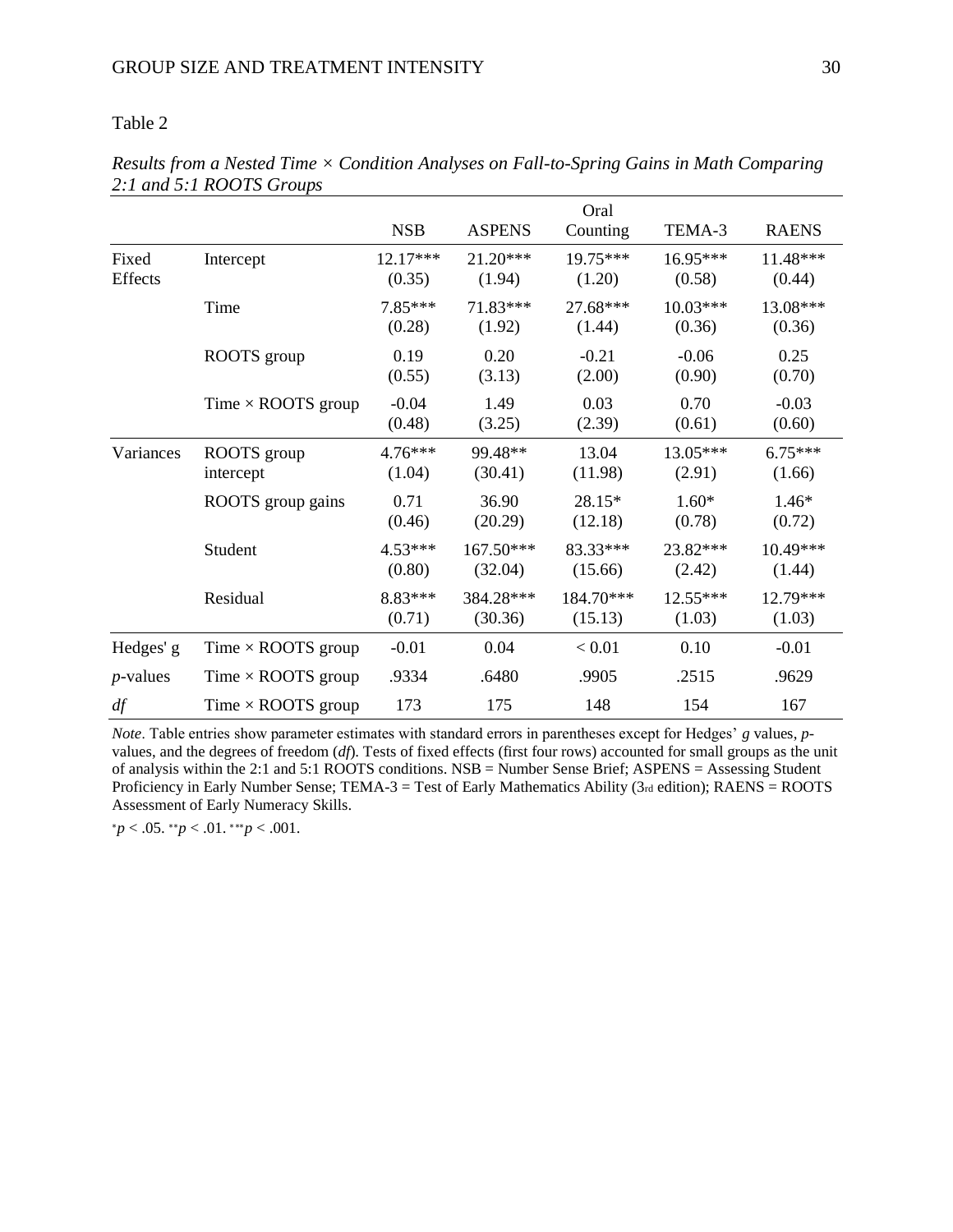Table 2

*Results from a Nested Time × Condition Analyses on Fall-to-Spring Gains in Math Comparing 2:1 and 5:1 ROOTS Groups*

| | | NSB | ASPENS | Oral Counting | TEMA-3 | RAENS |
|---|---|---|---|---|---|---|
| Fixed Effects | Intercept | 12.17*** (0.35) | 21.20*** (1.94) | 19.75*** (1.20) | 16.95*** (0.58) | 11.48*** (0.44) |
| | Time | 7.85*** (0.28) | 71.83*** (1.92) | 27.68*** (1.44) | 10.03*** (0.36) | 13.08*** (0.36) |
| | ROOTS group | 0.19 (0.55) | 0.20 (3.13) | -0.21 (2.00) | -0.06 (0.90) | 0.25 (0.70) |
| | Time × ROOTS group | -0.04 (0.48) | 1.49 (3.25) | 0.03 (2.39) | 0.70 (0.61) | -0.03 (0.60) |
| Variances | ROOTS group intercept | 4.76*** (1.04) | 99.48** (30.41) | 13.04 (11.98) | 13.05*** (2.91) | 6.75*** (1.66) |
| | ROOTS group gains | 0.71 (0.46) | 36.90 (20.29) | 28.15* (12.18) | 1.60* (0.78) | 1.46* (0.72) |
| | Student | 4.53*** (0.80) | 167.50*** (32.04) | 83.33*** (15.66) | 23.82*** (2.42) | 10.49*** (1.44) |
| | Residual | 8.83*** (0.71) | 384.28*** (30.36) | 184.70*** (15.13) | 12.55*** (1.03) | 12.79*** (1.03) |
| Hedges' g | Time × ROOTS group | -0.01 | 0.04 | < 0.01 | 0.10 | -0.01 |
| *p*-values | Time × ROOTS group | .9334 | .6480 | .9905 | .2515 | .9629 |
| *df* | Time × ROOTS group | 173 | 175 | 148 | 154 | 167 |

*Note*. Table entries show parameter estimates with standard errors in parentheses except for Hedges' *g* values, *p*-values, and the degrees of freedom (*df*). Tests of fixed effects (first four rows) accounted for small groups as the unit of analysis within the 2:1 and 5:1 ROOTS conditions. NSB = Number Sense Brief; ASPENS = Assessing Student Proficiency in Early Number Sense; TEMA-3 = Test of Early Mathematics Ability (3rd edition); RAENS = ROOTS Assessment of Early Numeracy Skills.

*$p < .05$. **$p < .01$. ***$p < .001$.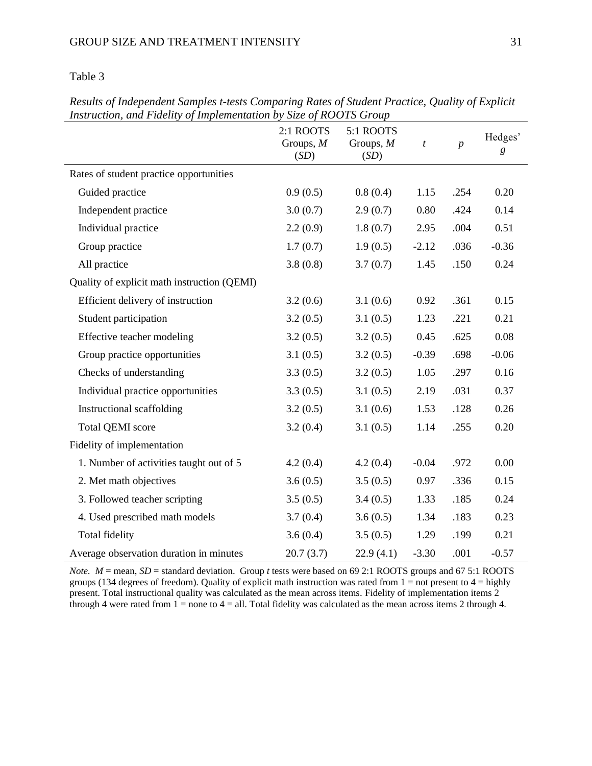Table 3

*Results of Independent Samples t-tests Comparing Rates of Student Practice, Quality of Explicit Instruction, and Fidelity of Implementation by Size of ROOTS Group*

| | 2:1 ROOTS Groups, *M* (*SD*) | 5:1 ROOTS Groups, *M* (*SD*) | *t* | *p* | Hedges' *g* |
|---|---|---|---|---|---|
| Rates of student practice opportunities | | | | | |
| Guided practice | 0.9 (0.5) | 0.8 (0.4) | 1.15 | .254 | 0.20 |
| Independent practice | 3.0 (0.7) | 2.9 (0.7) | 0.80 | .424 | 0.14 |
| Individual practice | 2.2 (0.9) | 1.8 (0.7) | 2.95 | .004 | 0.51 |
| Group practice | 1.7 (0.7) | 1.9 (0.5) | -2.12 | .036 | -0.36 |
| All practice | 3.8 (0.8) | 3.7 (0.7) | 1.45 | .150 | 0.24 |
| Quality of explicit math instruction (QEMI) | | | | | |
| Efficient delivery of instruction | 3.2 (0.6) | 3.1 (0.6) | 0.92 | .361 | 0.15 |
| Student participation | 3.2 (0.5) | 3.1 (0.5) | 1.23 | .221 | 0.21 |
| Effective teacher modeling | 3.2 (0.5) | 3.2 (0.5) | 0.45 | .625 | 0.08 |
| Group practice opportunities | 3.1 (0.5) | 3.2 (0.5) | -0.39 | .698 | -0.06 |
| Checks of understanding | 3.3 (0.5) | 3.2 (0.5) | 1.05 | .297 | 0.16 |
| Individual practice opportunities | 3.3 (0.5) | 3.1 (0.5) | 2.19 | .031 | 0.37 |
| Instructional scaffolding | 3.2 (0.5) | 3.1 (0.6) | 1.53 | .128 | 0.26 |
| Total QEMI score | 3.2 (0.4) | 3.1 (0.5) | 1.14 | .255 | 0.20 |
| Fidelity of implementation | | | | | |
| 1. Number of activities taught out of 5 | 4.2 (0.4) | 4.2 (0.4) | -0.04 | .972 | 0.00 |
| 2. Met math objectives | 3.6 (0.5) | 3.5 (0.5) | 0.97 | .336 | 0.15 |
| 3. Followed teacher scripting | 3.5 (0.5) | 3.4 (0.5) | 1.33 | .185 | 0.24 |
| 4. Used prescribed math models | 3.7 (0.4) | 3.6 (0.5) | 1.34 | .183 | 0.23 |
| Total fidelity | 3.6 (0.4) | 3.5 (0.5) | 1.29 | .199 | 0.21 |
| Average observation duration in minutes | 20.7 (3.7) | 22.9 (4.1) | -3.30 | .001 | -0.57 |

*Note.* *M* = mean, *SD* = standard deviation. Group *t* tests were based on 69 2:1 ROOTS groups and 67 5:1 ROOTS groups (134 degrees of freedom). Quality of explicit math instruction was rated from 1 = not present to 4 = highly present. Total instructional quality was calculated as the mean across items. Fidelity of implementation items 2 through 4 were rated from 1 = none to 4 = all. Total fidelity was calculated as the mean across items 2 through 4.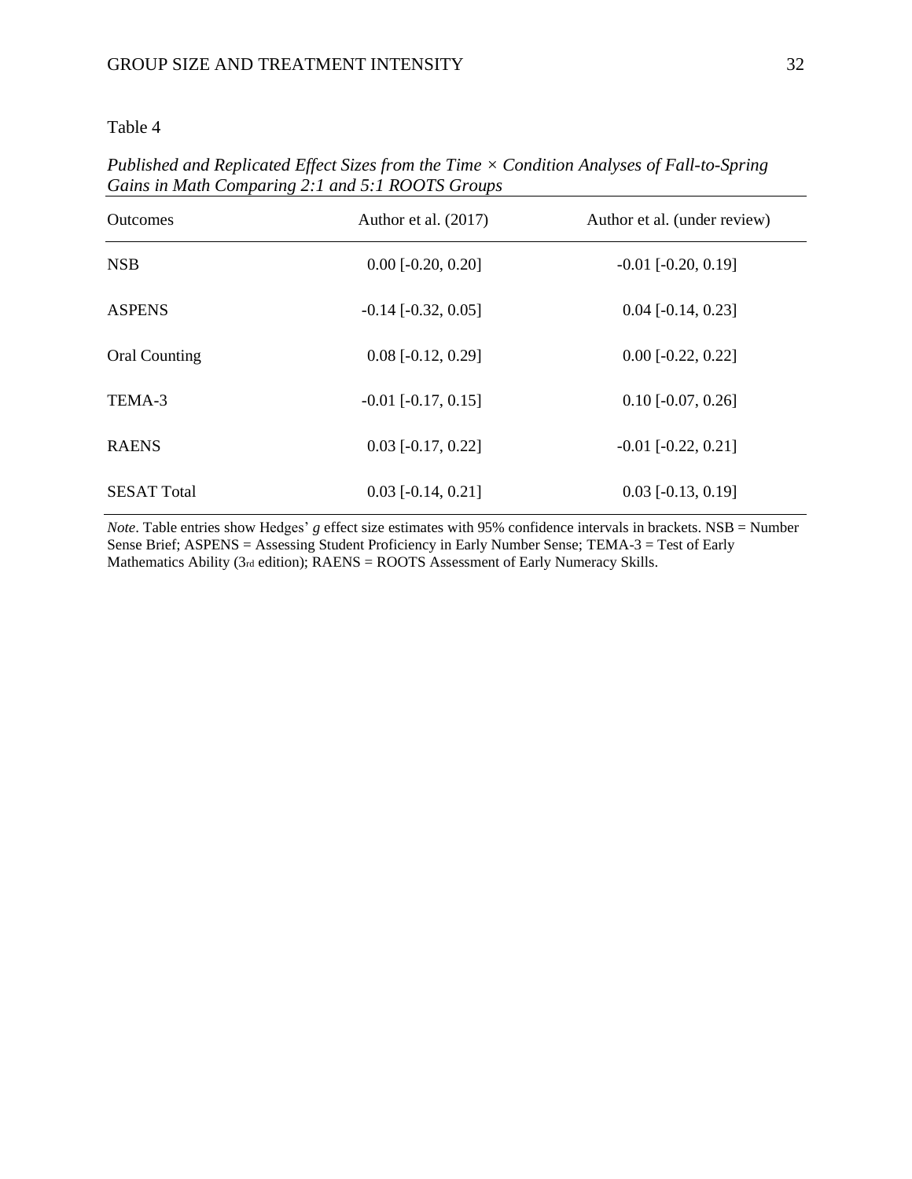Table 4

*Published and Replicated Effect Sizes from the Time × Condition Analyses of Fall-to-Spring Gains in Math Comparing 2:1 and 5:1 ROOTS Groups*

| Outcomes | Author et al. (2017) | Author et al. (under review) |
|---|---|---|
| NSB | 0.00 [-0.20, 0.20] | -0.01 [-0.20, 0.19] |
| ASPENS | -0.14 [-0.32, 0.05] | 0.04 [-0.14, 0.23] |
| Oral Counting | 0.08 [-0.12, 0.29] | 0.00 [-0.22, 0.22] |
| TEMA-3 | -0.01 [-0.17, 0.15] | 0.10 [-0.07, 0.26] |
| RAENS | 0.03 [-0.17, 0.22] | -0.01 [-0.22, 0.21] |
| SESAT Total | 0.03 [-0.14, 0.21] | 0.03 [-0.13, 0.19] |

*Note*. Table entries show Hedges' *g* effect size estimates with 95% confidence intervals in brackets. NSB = Number Sense Brief; ASPENS = Assessing Student Proficiency in Early Number Sense; TEMA-3 = Test of Early Mathematics Ability (3rd edition); RAENS = ROOTS Assessment of Early Numeracy Skills.